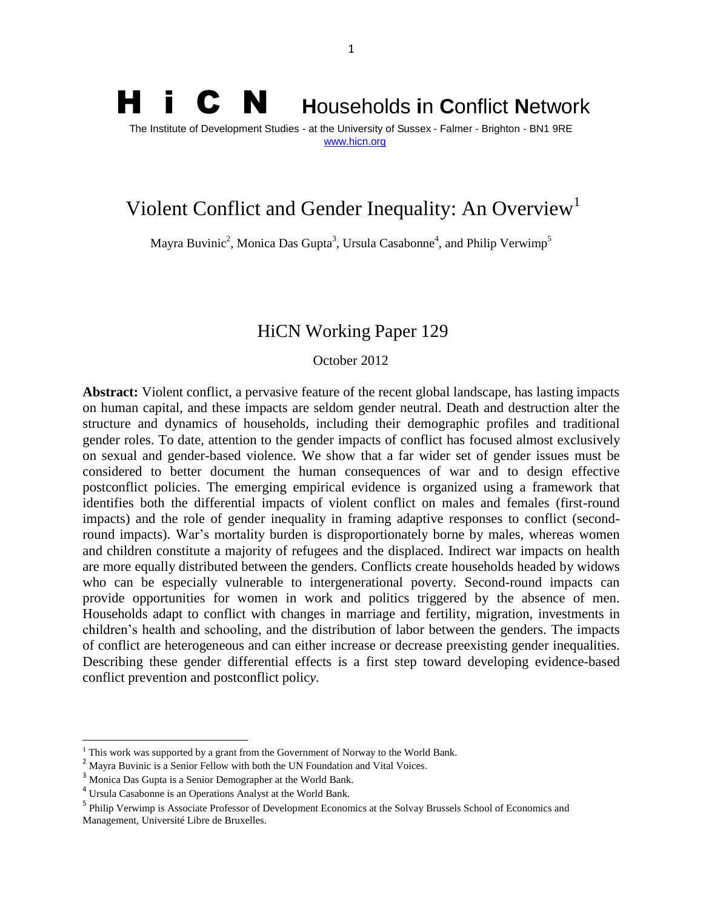# H i C N Households in Conflict Network

The Institute of Development Studies - at the University of Sussex - Falmer - Brighton - BN1 9RE
www.hicn.org

# Violent Conflict and Gender Inequality: An Overview[1]

Mayra Buvinic[2], Monica Das Gupta[3], Ursula Casabonne[4], and Philip Verwimp[5]

## HiCN Working Paper 129

October 2012

**Abstract:** Violent conflict, a pervasive feature of the recent global landscape, has lasting impacts on human capital, and these impacts are seldom gender neutral. Death and destruction alter the structure and dynamics of households, including their demographic profiles and traditional gender roles. To date, attention to the gender impacts of conflict has focused almost exclusively on sexual and gender-based violence. We show that a far wider set of gender issues must be considered to better document the human consequences of war and to design effective postconflict policies. The emerging empirical evidence is organized using a framework that identifies both the differential impacts of violent conflict on males and females (first-round impacts) and the role of gender inequality in framing adaptive responses to conflict (second-round impacts). War's mortality burden is disproportionately borne by males, whereas women and children constitute a majority of refugees and the displaced. Indirect war impacts on health are more equally distributed between the genders. Conflicts create households headed by widows who can be especially vulnerable to intergenerational poverty. Second-round impacts can provide opportunities for women in work and politics triggered by the absence of men. Households adapt to conflict with changes in marriage and fertility, migration, investments in children's health and schooling, and the distribution of labor between the genders. The impacts of conflict are heterogeneous and can either increase or decrease preexisting gender inequalities. Describing these gender differential effects is a first step toward developing evidence-based conflict prevention and postconflict policy.

---

[1] This work was supported by a grant from the Government of Norway to the World Bank.

[2] Mayra Buvinic is a Senior Fellow with both the UN Foundation and Vital Voices.

[3] Monica Das Gupta is a Senior Demographer at the World Bank.

[4] Ursula Casabonne is an Operations Analyst at the World Bank.

[5] Philip Verwimp is Associate Professor of Development Economics at the Solvay Brussels School of Economics and Management, Université Libre de Bruxelles.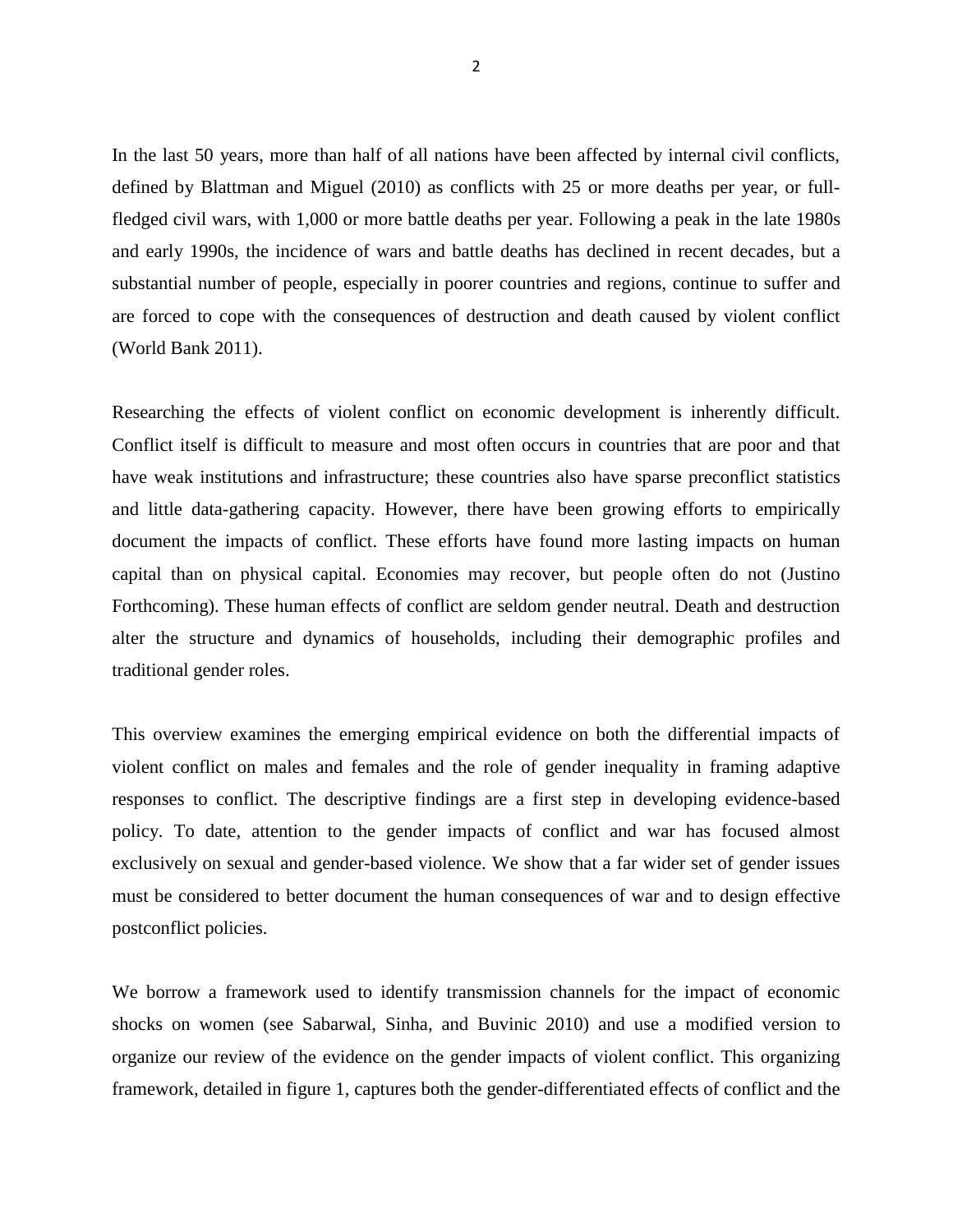In the last 50 years, more than half of all nations have been affected by internal civil conflicts, defined by Blattman and Miguel (2010) as conflicts with 25 or more deaths per year, or full-fledged civil wars, with 1,000 or more battle deaths per year. Following a peak in the late 1980s and early 1990s, the incidence of wars and battle deaths has declined in recent decades, but a substantial number of people, especially in poorer countries and regions, continue to suffer and are forced to cope with the consequences of destruction and death caused by violent conflict (World Bank 2011).

Researching the effects of violent conflict on economic development is inherently difficult. Conflict itself is difficult to measure and most often occurs in countries that are poor and that have weak institutions and infrastructure; these countries also have sparse preconflict statistics and little data-gathering capacity. However, there have been growing efforts to empirically document the impacts of conflict. These efforts have found more lasting impacts on human capital than on physical capital. Economies may recover, but people often do not (Justino Forthcoming). These human effects of conflict are seldom gender neutral. Death and destruction alter the structure and dynamics of households, including their demographic profiles and traditional gender roles.

This overview examines the emerging empirical evidence on both the differential impacts of violent conflict on males and females and the role of gender inequality in framing adaptive responses to conflict. The descriptive findings are a first step in developing evidence-based policy. To date, attention to the gender impacts of conflict and war has focused almost exclusively on sexual and gender-based violence. We show that a far wider set of gender issues must be considered to better document the human consequences of war and to design effective postconflict policies.

We borrow a framework used to identify transmission channels for the impact of economic shocks on women (see Sabarwal, Sinha, and Buvinic 2010) and use a modified version to organize our review of the evidence on the gender impacts of violent conflict. This organizing framework, detailed in figure 1, captures both the gender-differentiated effects of conflict and the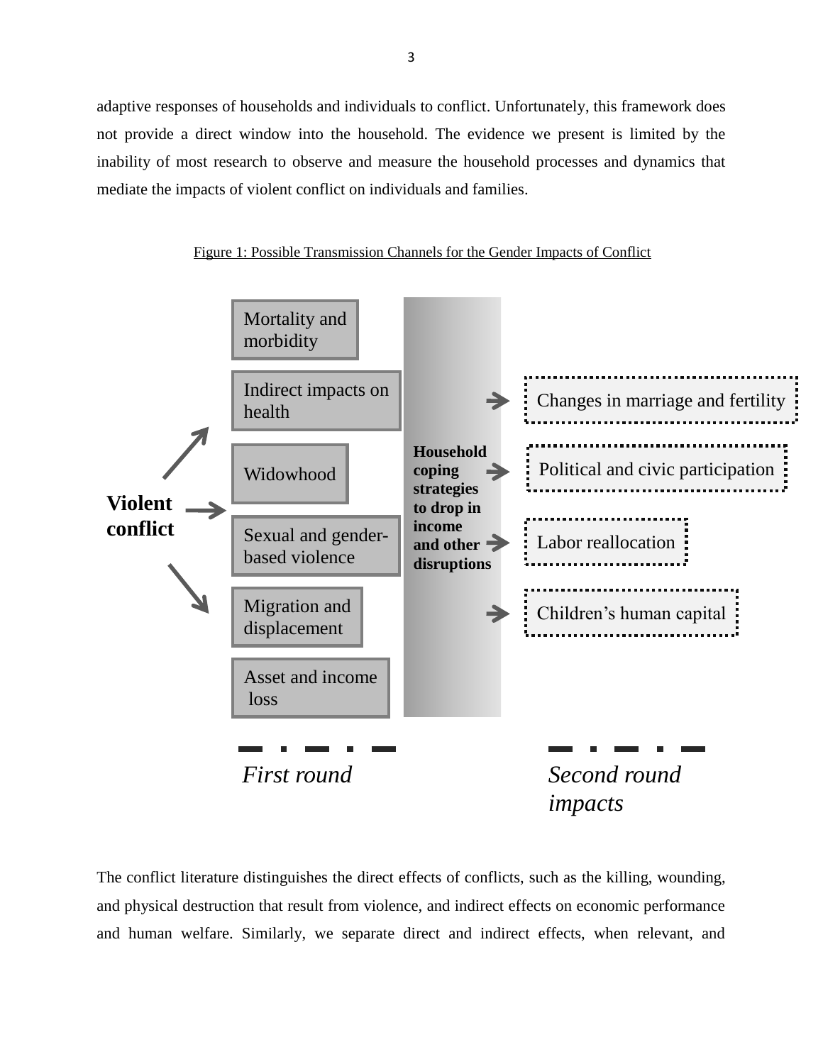adaptive responses of households and individuals to conflict. Unfortunately, this framework does not provide a direct window into the household. The evidence we present is limited by the inability of most research to observe and measure the household processes and dynamics that mediate the impacts of violent conflict on individuals and families.

Figure 1: Possible Transmission Channels for the Gender Impacts of Conflict

**Violent conflict**

Mortality and morbidity

Indirect impacts on health

Widowhood

Sexual and gender-based violence

Migration and displacement

Asset and income loss

**Household coping strategies to drop in income and other disruptions**

Changes in marriage and fertility

Political and civic participation

Labor reallocation

Children's human capital

*First round*

*Second round impacts*

The conflict literature distinguishes the direct effects of conflicts, such as the killing, wounding, and physical destruction that result from violence, and indirect effects on economic performance and human welfare. Similarly, we separate direct and indirect effects, when relevant, and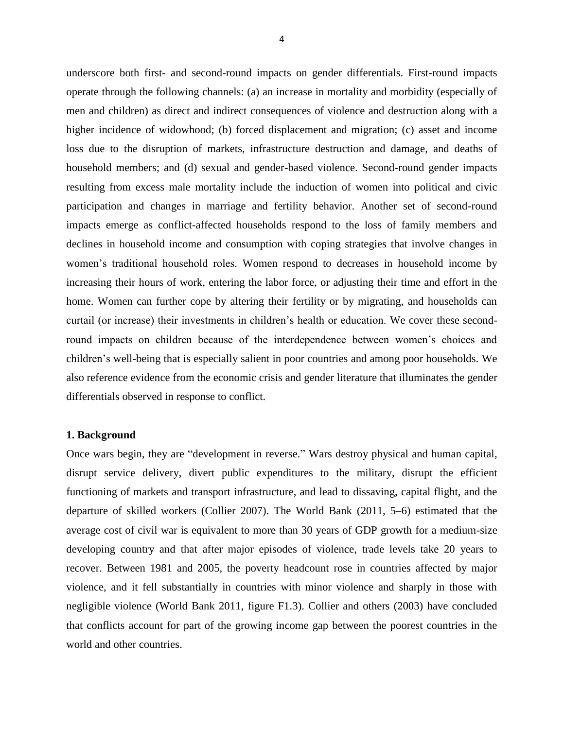underscore both first- and second-round impacts on gender differentials. First-round impacts operate through the following channels: (a) an increase in mortality and morbidity (especially of men and children) as direct and indirect consequences of violence and destruction along with a higher incidence of widowhood; (b) forced displacement and migration; (c) asset and income loss due to the disruption of markets, infrastructure destruction and damage, and deaths of household members; and (d) sexual and gender-based violence. Second-round gender impacts resulting from excess male mortality include the induction of women into political and civic participation and changes in marriage and fertility behavior. Another set of second-round impacts emerge as conflict-affected households respond to the loss of family members and declines in household income and consumption with coping strategies that involve changes in women's traditional household roles. Women respond to decreases in household income by increasing their hours of work, entering the labor force, or adjusting their time and effort in the home. Women can further cope by altering their fertility or by migrating, and households can curtail (or increase) their investments in children's health or education. We cover these second-round impacts on children because of the interdependence between women's choices and children's well-being that is especially salient in poor countries and among poor households. We also reference evidence from the economic crisis and gender literature that illuminates the gender differentials observed in response to conflict.

## 1. Background

Once wars begin, they are "development in reverse." Wars destroy physical and human capital, disrupt service delivery, divert public expenditures to the military, disrupt the efficient functioning of markets and transport infrastructure, and lead to dissaving, capital flight, and the departure of skilled workers (Collier 2007). The World Bank (2011, 5–6) estimated that the average cost of civil war is equivalent to more than 30 years of GDP growth for a medium-size developing country and that after major episodes of violence, trade levels take 20 years to recover. Between 1981 and 2005, the poverty headcount rose in countries affected by major violence, and it fell substantially in countries with minor violence and sharply in those with negligible violence (World Bank 2011, figure F1.3). Collier and others (2003) have concluded that conflicts account for part of the growing income gap between the poorest countries in the world and other countries.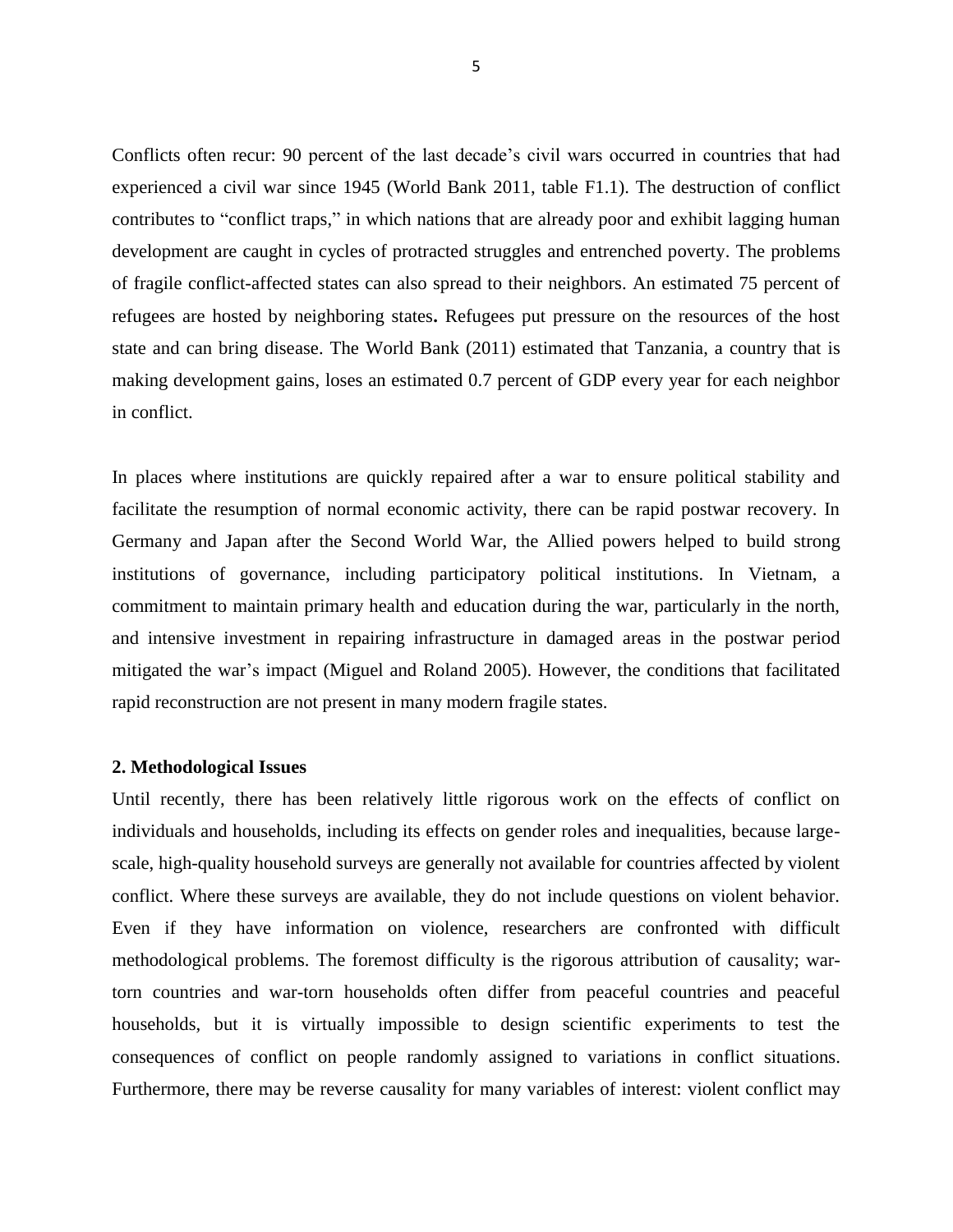Conflicts often recur: 90 percent of the last decade's civil wars occurred in countries that had experienced a civil war since 1945 (World Bank 2011, table F1.1). The destruction of conflict contributes to "conflict traps," in which nations that are already poor and exhibit lagging human development are caught in cycles of protracted struggles and entrenched poverty. The problems of fragile conflict-affected states can also spread to their neighbors. An estimated 75 percent of refugees are hosted by neighboring states**.** Refugees put pressure on the resources of the host state and can bring disease. The World Bank (2011) estimated that Tanzania, a country that is making development gains, loses an estimated 0.7 percent of GDP every year for each neighbor in conflict.

In places where institutions are quickly repaired after a war to ensure political stability and facilitate the resumption of normal economic activity, there can be rapid postwar recovery. In Germany and Japan after the Second World War, the Allied powers helped to build strong institutions of governance, including participatory political institutions. In Vietnam, a commitment to maintain primary health and education during the war, particularly in the north, and intensive investment in repairing infrastructure in damaged areas in the postwar period mitigated the war's impact (Miguel and Roland 2005). However, the conditions that facilitated rapid reconstruction are not present in many modern fragile states.

## 2. Methodological Issues

Until recently, there has been relatively little rigorous work on the effects of conflict on individuals and households, including its effects on gender roles and inequalities, because large-scale, high-quality household surveys are generally not available for countries affected by violent conflict. Where these surveys are available, they do not include questions on violent behavior. Even if they have information on violence, researchers are confronted with difficult methodological problems. The foremost difficulty is the rigorous attribution of causality; war-torn countries and war-torn households often differ from peaceful countries and peaceful households, but it is virtually impossible to design scientific experiments to test the consequences of conflict on people randomly assigned to variations in conflict situations. Furthermore, there may be reverse causality for many variables of interest: violent conflict may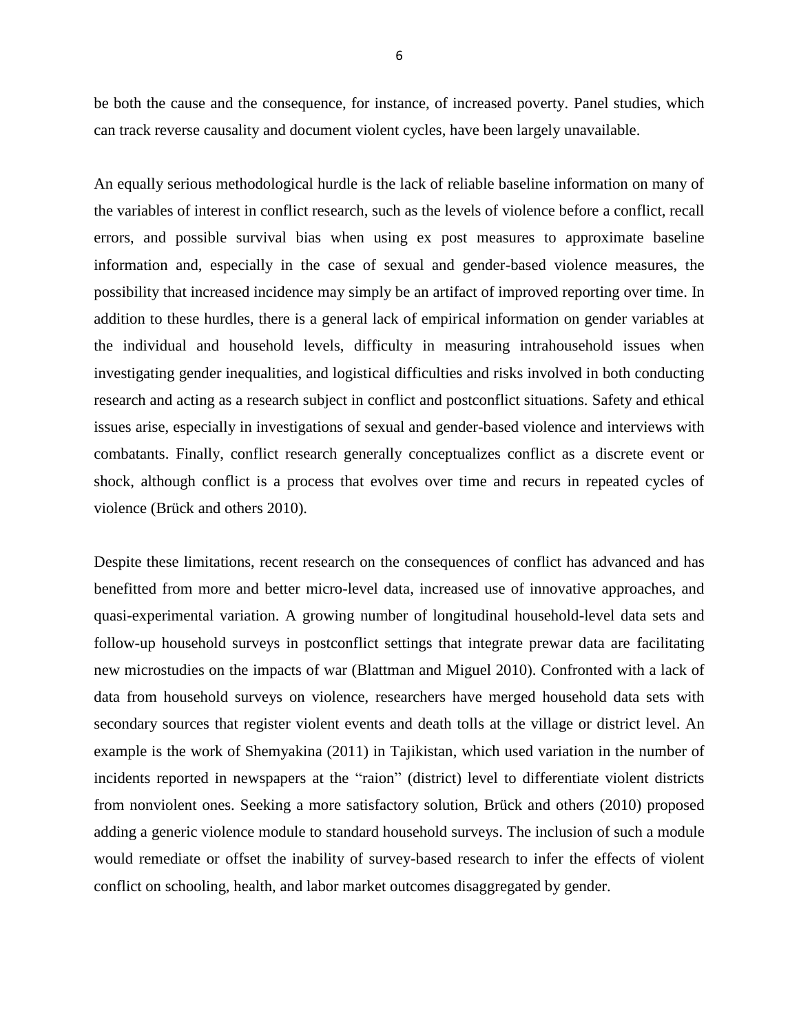be both the cause and the consequence, for instance, of increased poverty. Panel studies, which can track reverse causality and document violent cycles, have been largely unavailable.

An equally serious methodological hurdle is the lack of reliable baseline information on many of the variables of interest in conflict research, such as the levels of violence before a conflict, recall errors, and possible survival bias when using ex post measures to approximate baseline information and, especially in the case of sexual and gender-based violence measures, the possibility that increased incidence may simply be an artifact of improved reporting over time. In addition to these hurdles, there is a general lack of empirical information on gender variables at the individual and household levels, difficulty in measuring intrahousehold issues when investigating gender inequalities, and logistical difficulties and risks involved in both conducting research and acting as a research subject in conflict and postconflict situations. Safety and ethical issues arise, especially in investigations of sexual and gender-based violence and interviews with combatants. Finally, conflict research generally conceptualizes conflict as a discrete event or shock, although conflict is a process that evolves over time and recurs in repeated cycles of violence (Brück and others 2010).

Despite these limitations, recent research on the consequences of conflict has advanced and has benefitted from more and better micro-level data, increased use of innovative approaches, and quasi-experimental variation. A growing number of longitudinal household-level data sets and follow-up household surveys in postconflict settings that integrate prewar data are facilitating new microstudies on the impacts of war (Blattman and Miguel 2010). Confronted with a lack of data from household surveys on violence, researchers have merged household data sets with secondary sources that register violent events and death tolls at the village or district level. An example is the work of Shemyakina (2011) in Tajikistan, which used variation in the number of incidents reported in newspapers at the "raion" (district) level to differentiate violent districts from nonviolent ones. Seeking a more satisfactory solution, Brück and others (2010) proposed adding a generic violence module to standard household surveys. The inclusion of such a module would remediate or offset the inability of survey-based research to infer the effects of violent conflict on schooling, health, and labor market outcomes disaggregated by gender.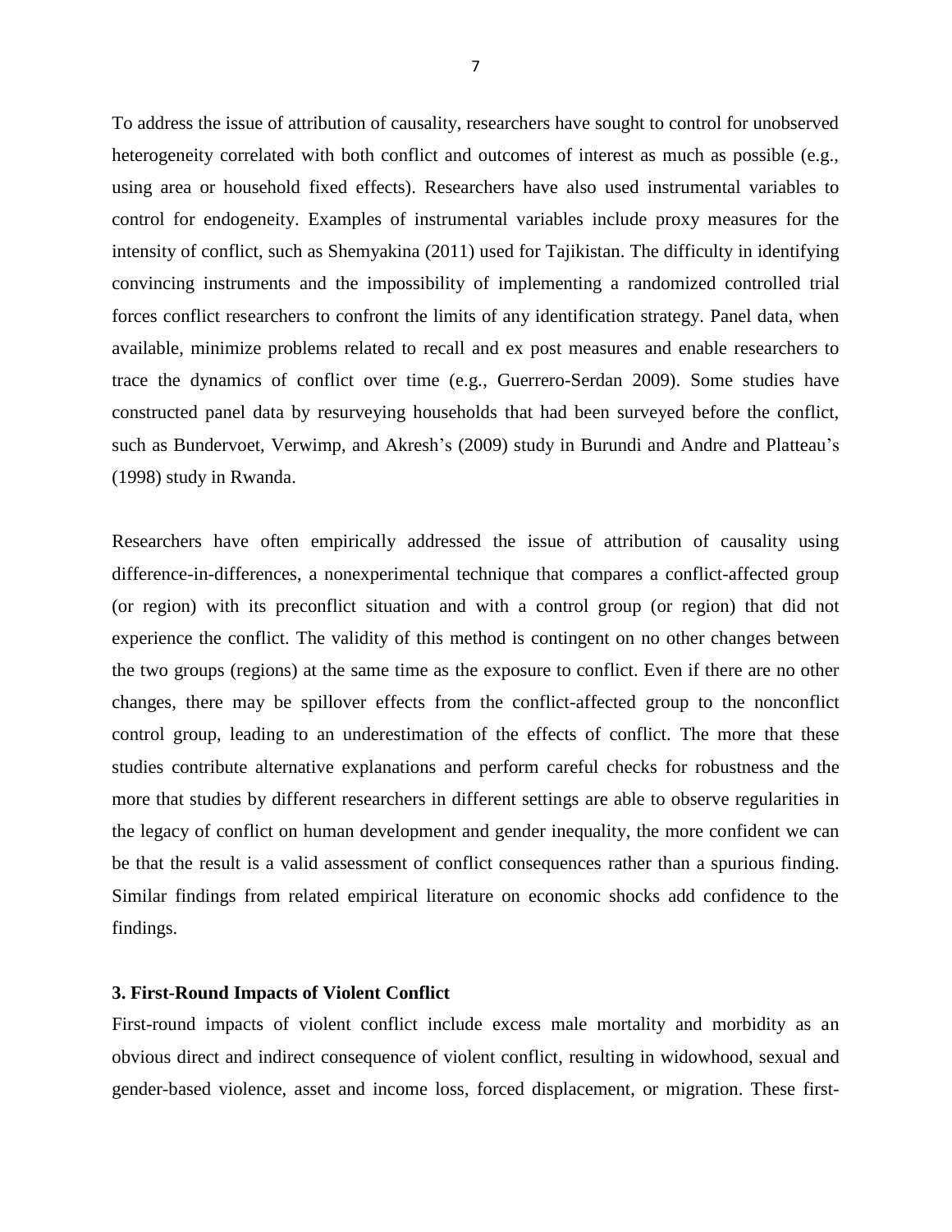To address the issue of attribution of causality, researchers have sought to control for unobserved heterogeneity correlated with both conflict and outcomes of interest as much as possible (e.g., using area or household fixed effects). Researchers have also used instrumental variables to control for endogeneity. Examples of instrumental variables include proxy measures for the intensity of conflict, such as Shemyakina (2011) used for Tajikistan. The difficulty in identifying convincing instruments and the impossibility of implementing a randomized controlled trial forces conflict researchers to confront the limits of any identification strategy. Panel data, when available, minimize problems related to recall and ex post measures and enable researchers to trace the dynamics of conflict over time (e.g., Guerrero-Serdan 2009). Some studies have constructed panel data by resurveying households that had been surveyed before the conflict, such as Bundervoet, Verwimp, and Akresh's (2009) study in Burundi and Andre and Platteau's (1998) study in Rwanda.

Researchers have often empirically addressed the issue of attribution of causality using difference-in-differences, a nonexperimental technique that compares a conflict-affected group (or region) with its preconflict situation and with a control group (or region) that did not experience the conflict. The validity of this method is contingent on no other changes between the two groups (regions) at the same time as the exposure to conflict. Even if there are no other changes, there may be spillover effects from the conflict-affected group to the nonconflict control group, leading to an underestimation of the effects of conflict. The more that these studies contribute alternative explanations and perform careful checks for robustness and the more that studies by different researchers in different settings are able to observe regularities in the legacy of conflict on human development and gender inequality, the more confident we can be that the result is a valid assessment of conflict consequences rather than a spurious finding. Similar findings from related empirical literature on economic shocks add confidence to the findings.

### 3. First-Round Impacts of Violent Conflict

First-round impacts of violent conflict include excess male mortality and morbidity as an obvious direct and indirect consequence of violent conflict, resulting in widowhood, sexual and gender-based violence, asset and income loss, forced displacement, or migration. These first-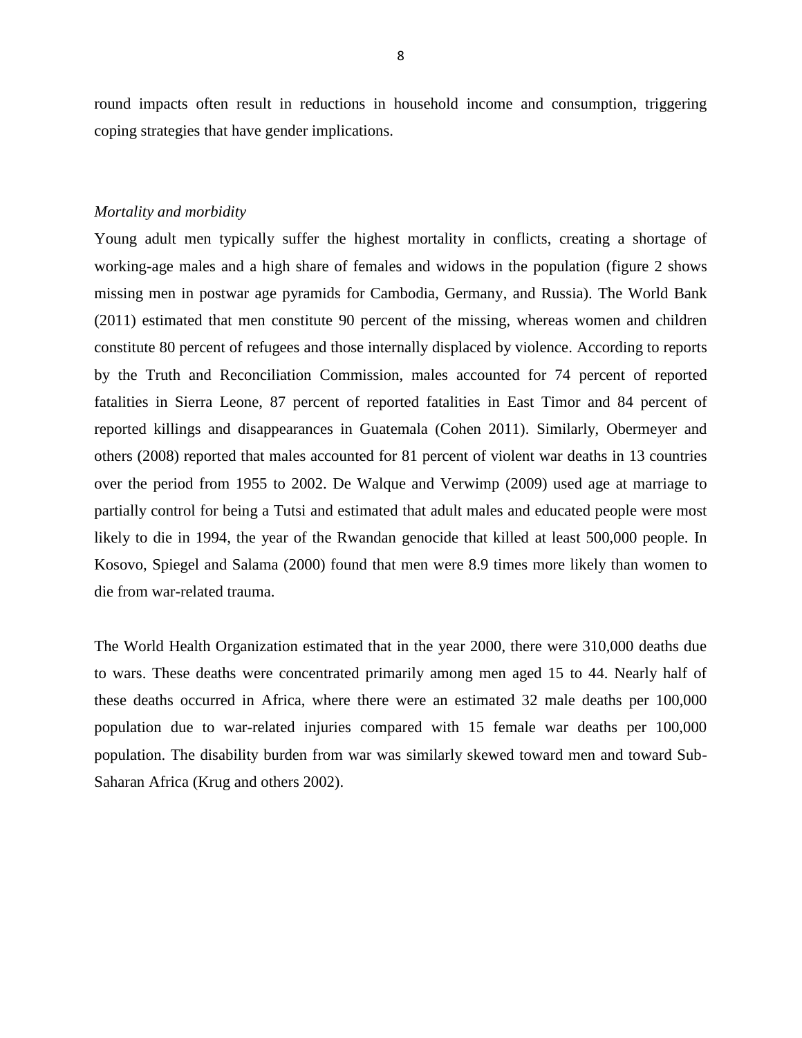round impacts often result in reductions in household income and consumption, triggering coping strategies that have gender implications.

*Mortality and morbidity*

Young adult men typically suffer the highest mortality in conflicts, creating a shortage of working-age males and a high share of females and widows in the population (figure 2 shows missing men in postwar age pyramids for Cambodia, Germany, and Russia). The World Bank (2011) estimated that men constitute 90 percent of the missing, whereas women and children constitute 80 percent of refugees and those internally displaced by violence. According to reports by the Truth and Reconciliation Commission, males accounted for 74 percent of reported fatalities in Sierra Leone, 87 percent of reported fatalities in East Timor and 84 percent of reported killings and disappearances in Guatemala (Cohen 2011). Similarly, Obermeyer and others (2008) reported that males accounted for 81 percent of violent war deaths in 13 countries over the period from 1955 to 2002. De Walque and Verwimp (2009) used age at marriage to partially control for being a Tutsi and estimated that adult males and educated people were most likely to die in 1994, the year of the Rwandan genocide that killed at least 500,000 people. In Kosovo, Spiegel and Salama (2000) found that men were 8.9 times more likely than women to die from war-related trauma.

The World Health Organization estimated that in the year 2000, there were 310,000 deaths due to wars. These deaths were concentrated primarily among men aged 15 to 44. Nearly half of these deaths occurred in Africa, where there were an estimated 32 male deaths per 100,000 population due to war-related injuries compared with 15 female war deaths per 100,000 population. The disability burden from war was similarly skewed toward men and toward Sub-Saharan Africa (Krug and others 2002).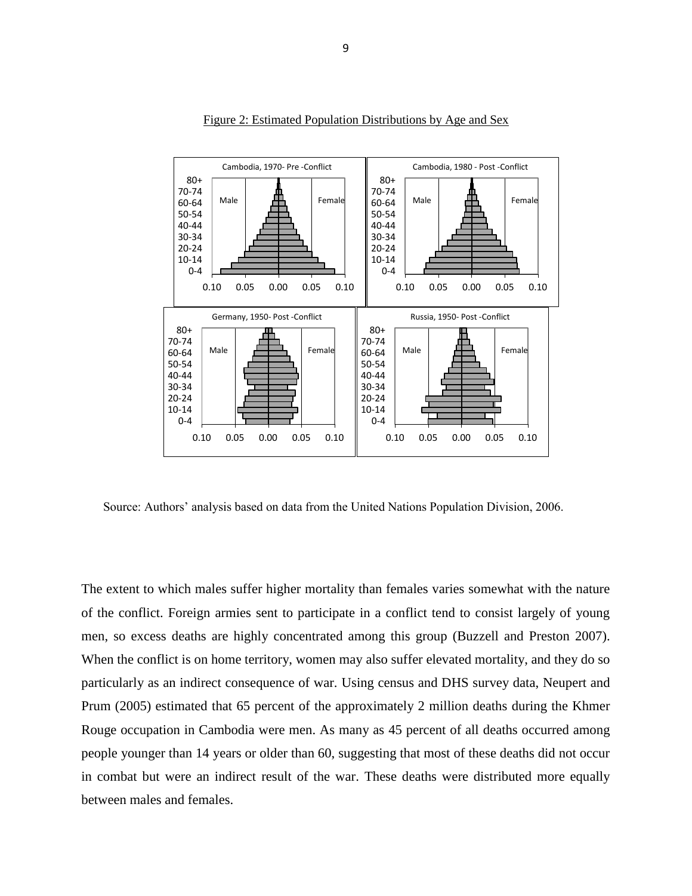Figure 2: Estimated Population Distributions by Age and Sex

Source: Authors' analysis based on data from the United Nations Population Division, 2006.

The extent to which males suffer higher mortality than females varies somewhat with the nature of the conflict. Foreign armies sent to participate in a conflict tend to consist largely of young men, so excess deaths are highly concentrated among this group (Buzzell and Preston 2007). When the conflict is on home territory, women may also suffer elevated mortality, and they do so particularly as an indirect consequence of war. Using census and DHS survey data, Neupert and Prum (2005) estimated that 65 percent of the approximately 2 million deaths during the Khmer Rouge occupation in Cambodia were men. As many as 45 percent of all deaths occurred among people younger than 14 years or older than 60, suggesting that most of these deaths did not occur in combat but were an indirect result of the war. These deaths were distributed more equally between males and females.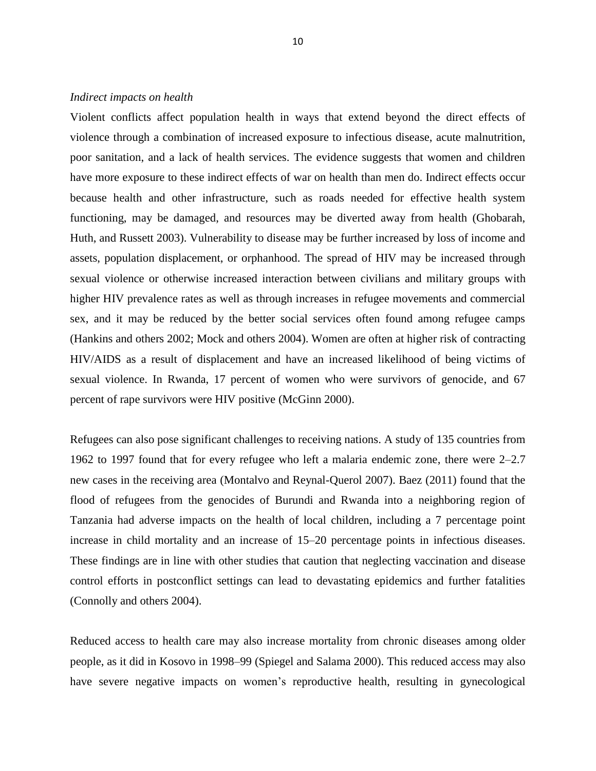*Indirect impacts on health*

Violent conflicts affect population health in ways that extend beyond the direct effects of violence through a combination of increased exposure to infectious disease, acute malnutrition, poor sanitation, and a lack of health services. The evidence suggests that women and children have more exposure to these indirect effects of war on health than men do. Indirect effects occur because health and other infrastructure, such as roads needed for effective health system functioning, may be damaged, and resources may be diverted away from health (Ghobarah, Huth, and Russett 2003). Vulnerability to disease may be further increased by loss of income and assets, population displacement, or orphanhood. The spread of HIV may be increased through sexual violence or otherwise increased interaction between civilians and military groups with higher HIV prevalence rates as well as through increases in refugee movements and commercial sex, and it may be reduced by the better social services often found among refugee camps (Hankins and others 2002; Mock and others 2004). Women are often at higher risk of contracting HIV/AIDS as a result of displacement and have an increased likelihood of being victims of sexual violence. In Rwanda, 17 percent of women who were survivors of genocide, and 67 percent of rape survivors were HIV positive (McGinn 2000).

Refugees can also pose significant challenges to receiving nations. A study of 135 countries from 1962 to 1997 found that for every refugee who left a malaria endemic zone, there were 2–2.7 new cases in the receiving area (Montalvo and Reynal-Querol 2007). Baez (2011) found that the flood of refugees from the genocides of Burundi and Rwanda into a neighboring region of Tanzania had adverse impacts on the health of local children, including a 7 percentage point increase in child mortality and an increase of 15–20 percentage points in infectious diseases. These findings are in line with other studies that caution that neglecting vaccination and disease control efforts in postconflict settings can lead to devastating epidemics and further fatalities (Connolly and others 2004).

Reduced access to health care may also increase mortality from chronic diseases among older people, as it did in Kosovo in 1998–99 (Spiegel and Salama 2000). This reduced access may also have severe negative impacts on women's reproductive health, resulting in gynecological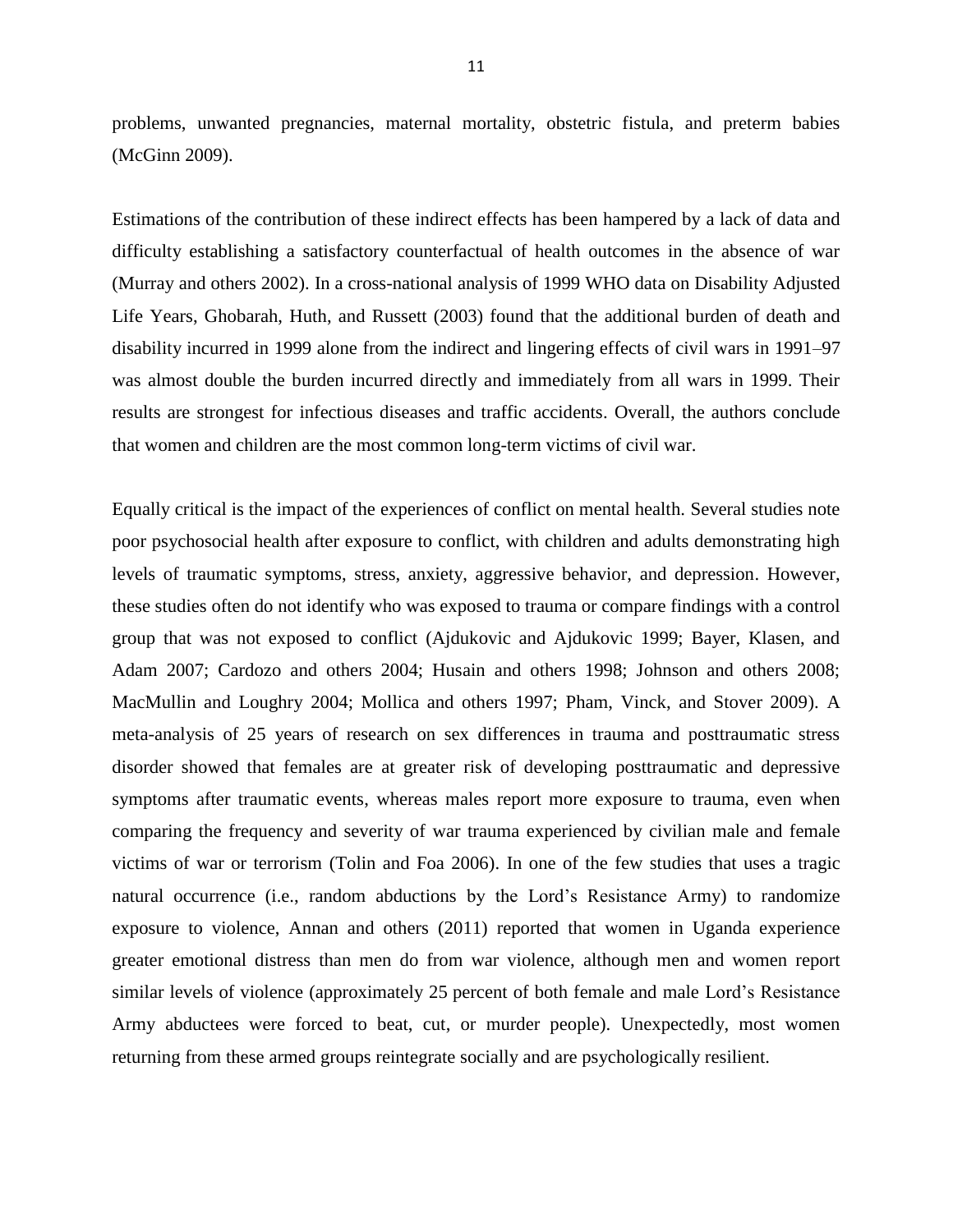problems, unwanted pregnancies, maternal mortality, obstetric fistula, and preterm babies (McGinn 2009).

Estimations of the contribution of these indirect effects has been hampered by a lack of data and difficulty establishing a satisfactory counterfactual of health outcomes in the absence of war (Murray and others 2002). In a cross-national analysis of 1999 WHO data on Disability Adjusted Life Years, Ghobarah, Huth, and Russett (2003) found that the additional burden of death and disability incurred in 1999 alone from the indirect and lingering effects of civil wars in 1991–97 was almost double the burden incurred directly and immediately from all wars in 1999. Their results are strongest for infectious diseases and traffic accidents. Overall, the authors conclude that women and children are the most common long-term victims of civil war.

Equally critical is the impact of the experiences of conflict on mental health. Several studies note poor psychosocial health after exposure to conflict, with children and adults demonstrating high levels of traumatic symptoms, stress, anxiety, aggressive behavior, and depression. However, these studies often do not identify who was exposed to trauma or compare findings with a control group that was not exposed to conflict (Ajdukovic and Ajdukovic 1999; Bayer, Klasen, and Adam 2007; Cardozo and others 2004; Husain and others 1998; Johnson and others 2008; MacMullin and Loughry 2004; Mollica and others 1997; Pham, Vinck, and Stover 2009). A meta-analysis of 25 years of research on sex differences in trauma and posttraumatic stress disorder showed that females are at greater risk of developing posttraumatic and depressive symptoms after traumatic events, whereas males report more exposure to trauma, even when comparing the frequency and severity of war trauma experienced by civilian male and female victims of war or terrorism (Tolin and Foa 2006). In one of the few studies that uses a tragic natural occurrence (i.e., random abductions by the Lord's Resistance Army) to randomize exposure to violence, Annan and others (2011) reported that women in Uganda experience greater emotional distress than men do from war violence, although men and women report similar levels of violence (approximately 25 percent of both female and male Lord's Resistance Army abductees were forced to beat, cut, or murder people). Unexpectedly, most women returning from these armed groups reintegrate socially and are psychologically resilient.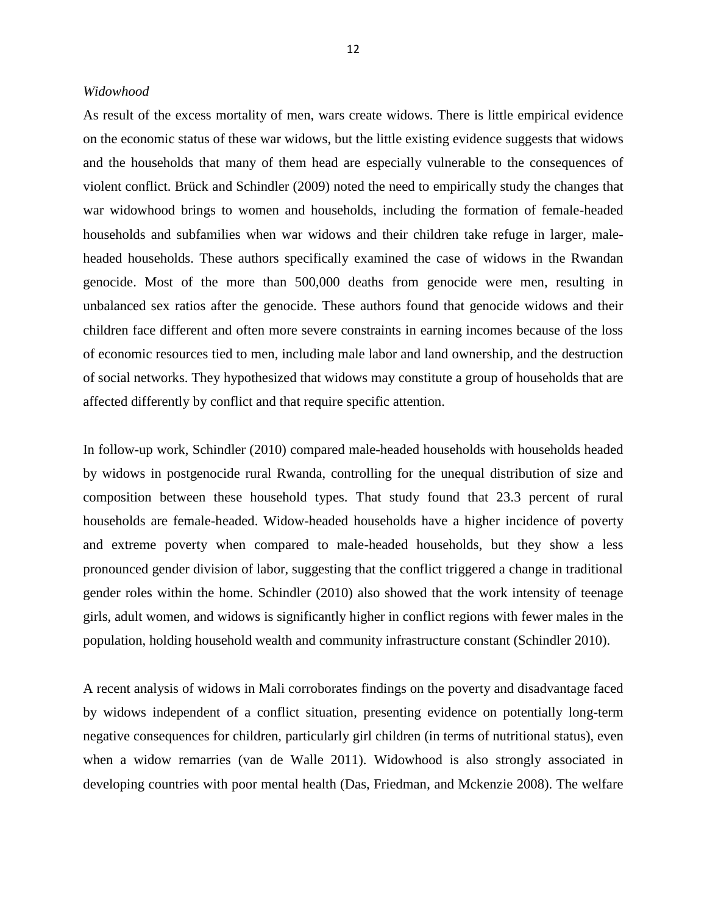*Widowhood*

As result of the excess mortality of men, wars create widows. There is little empirical evidence on the economic status of these war widows, but the little existing evidence suggests that widows and the households that many of them head are especially vulnerable to the consequences of violent conflict. Brück and Schindler (2009) noted the need to empirically study the changes that war widowhood brings to women and households, including the formation of female-headed households and subfamilies when war widows and their children take refuge in larger, male-headed households. These authors specifically examined the case of widows in the Rwandan genocide. Most of the more than 500,000 deaths from genocide were men, resulting in unbalanced sex ratios after the genocide. These authors found that genocide widows and their children face different and often more severe constraints in earning incomes because of the loss of economic resources tied to men, including male labor and land ownership, and the destruction of social networks. They hypothesized that widows may constitute a group of households that are affected differently by conflict and that require specific attention.

In follow-up work, Schindler (2010) compared male-headed households with households headed by widows in postgenocide rural Rwanda, controlling for the unequal distribution of size and composition between these household types. That study found that 23.3 percent of rural households are female-headed. Widow-headed households have a higher incidence of poverty and extreme poverty when compared to male-headed households, but they show a less pronounced gender division of labor, suggesting that the conflict triggered a change in traditional gender roles within the home. Schindler (2010) also showed that the work intensity of teenage girls, adult women, and widows is significantly higher in conflict regions with fewer males in the population, holding household wealth and community infrastructure constant (Schindler 2010).

A recent analysis of widows in Mali corroborates findings on the poverty and disadvantage faced by widows independent of a conflict situation, presenting evidence on potentially long-term negative consequences for children, particularly girl children (in terms of nutritional status), even when a widow remarries (van de Walle 2011). Widowhood is also strongly associated in developing countries with poor mental health (Das, Friedman, and Mckenzie 2008). The welfare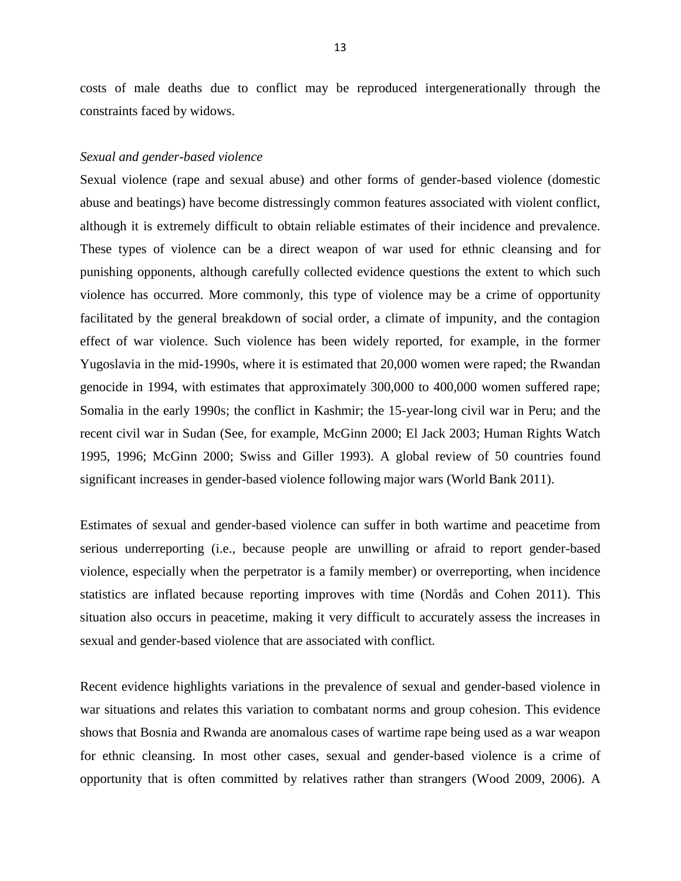costs of male deaths due to conflict may be reproduced intergenerationally through the constraints faced by widows.

*Sexual and gender-based violence*

Sexual violence (rape and sexual abuse) and other forms of gender-based violence (domestic abuse and beatings) have become distressingly common features associated with violent conflict, although it is extremely difficult to obtain reliable estimates of their incidence and prevalence. These types of violence can be a direct weapon of war used for ethnic cleansing and for punishing opponents, although carefully collected evidence questions the extent to which such violence has occurred. More commonly, this type of violence may be a crime of opportunity facilitated by the general breakdown of social order, a climate of impunity, and the contagion effect of war violence. Such violence has been widely reported, for example, in the former Yugoslavia in the mid-1990s, where it is estimated that 20,000 women were raped; the Rwandan genocide in 1994, with estimates that approximately 300,000 to 400,000 women suffered rape; Somalia in the early 1990s; the conflict in Kashmir; the 15-year-long civil war in Peru; and the recent civil war in Sudan (See, for example, McGinn 2000; El Jack 2003; Human Rights Watch 1995, 1996; McGinn 2000; Swiss and Giller 1993). A global review of 50 countries found significant increases in gender-based violence following major wars (World Bank 2011).

Estimates of sexual and gender-based violence can suffer in both wartime and peacetime from serious underreporting (i.e., because people are unwilling or afraid to report gender-based violence, especially when the perpetrator is a family member) or overreporting, when incidence statistics are inflated because reporting improves with time (Nordås and Cohen 2011). This situation also occurs in peacetime, making it very difficult to accurately assess the increases in sexual and gender-based violence that are associated with conflict.

Recent evidence highlights variations in the prevalence of sexual and gender-based violence in war situations and relates this variation to combatant norms and group cohesion. This evidence shows that Bosnia and Rwanda are anomalous cases of wartime rape being used as a war weapon for ethnic cleansing. In most other cases, sexual and gender-based violence is a crime of opportunity that is often committed by relatives rather than strangers (Wood 2009, 2006). A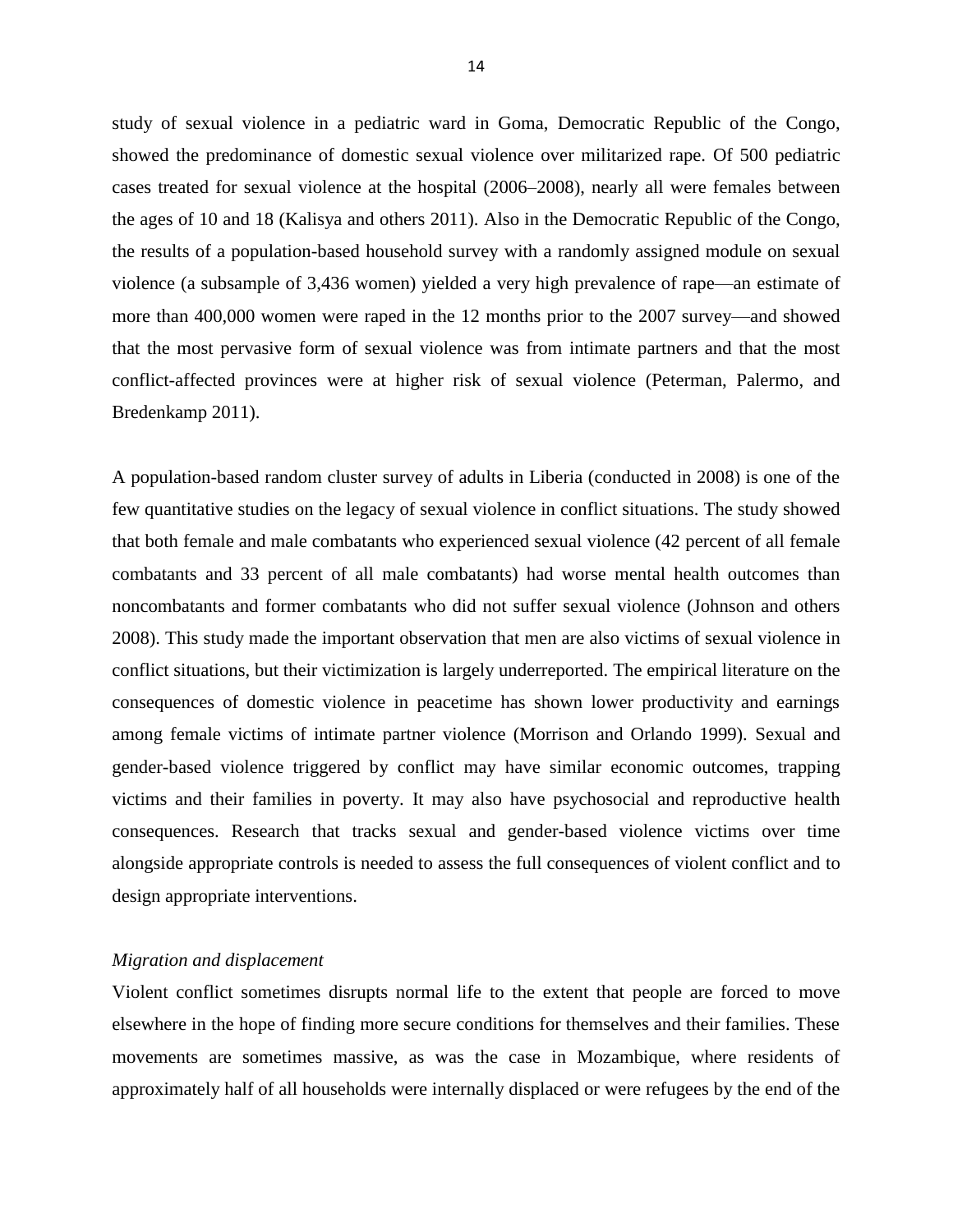study of sexual violence in a pediatric ward in Goma, Democratic Republic of the Congo, showed the predominance of domestic sexual violence over militarized rape. Of 500 pediatric cases treated for sexual violence at the hospital (2006–2008), nearly all were females between the ages of 10 and 18 (Kalisya and others 2011). Also in the Democratic Republic of the Congo, the results of a population-based household survey with a randomly assigned module on sexual violence (a subsample of 3,436 women) yielded a very high prevalence of rape—an estimate of more than 400,000 women were raped in the 12 months prior to the 2007 survey—and showed that the most pervasive form of sexual violence was from intimate partners and that the most conflict-affected provinces were at higher risk of sexual violence (Peterman, Palermo, and Bredenkamp 2011).

A population-based random cluster survey of adults in Liberia (conducted in 2008) is one of the few quantitative studies on the legacy of sexual violence in conflict situations. The study showed that both female and male combatants who experienced sexual violence (42 percent of all female combatants and 33 percent of all male combatants) had worse mental health outcomes than noncombatants and former combatants who did not suffer sexual violence (Johnson and others 2008). This study made the important observation that men are also victims of sexual violence in conflict situations, but their victimization is largely underreported. The empirical literature on the consequences of domestic violence in peacetime has shown lower productivity and earnings among female victims of intimate partner violence (Morrison and Orlando 1999). Sexual and gender-based violence triggered by conflict may have similar economic outcomes, trapping victims and their families in poverty. It may also have psychosocial and reproductive health consequences. Research that tracks sexual and gender-based violence victims over time alongside appropriate controls is needed to assess the full consequences of violent conflict and to design appropriate interventions.

*Migration and displacement*

Violent conflict sometimes disrupts normal life to the extent that people are forced to move elsewhere in the hope of finding more secure conditions for themselves and their families. These movements are sometimes massive, as was the case in Mozambique, where residents of approximately half of all households were internally displaced or were refugees by the end of the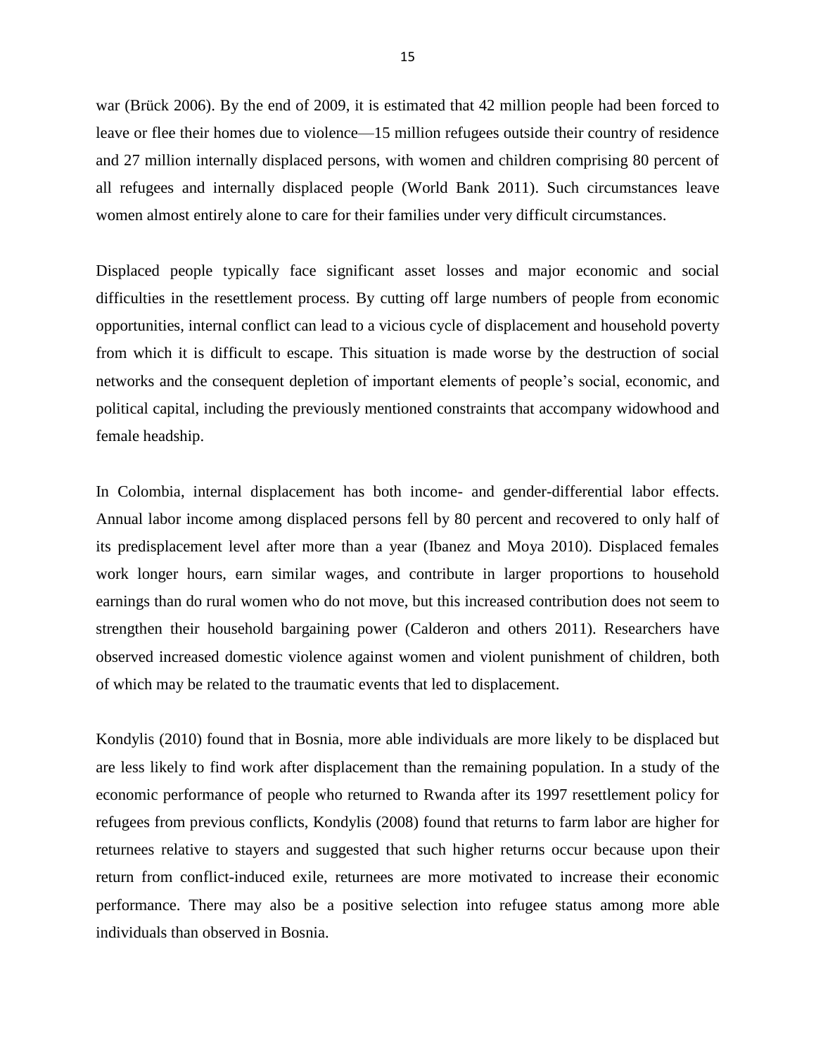war (Brück 2006). By the end of 2009, it is estimated that 42 million people had been forced to leave or flee their homes due to violence—15 million refugees outside their country of residence and 27 million internally displaced persons, with women and children comprising 80 percent of all refugees and internally displaced people (World Bank 2011). Such circumstances leave women almost entirely alone to care for their families under very difficult circumstances.

Displaced people typically face significant asset losses and major economic and social difficulties in the resettlement process. By cutting off large numbers of people from economic opportunities, internal conflict can lead to a vicious cycle of displacement and household poverty from which it is difficult to escape. This situation is made worse by the destruction of social networks and the consequent depletion of important elements of people's social, economic, and political capital, including the previously mentioned constraints that accompany widowhood and female headship.

In Colombia, internal displacement has both income- and gender-differential labor effects. Annual labor income among displaced persons fell by 80 percent and recovered to only half of its predisplacement level after more than a year (Ibanez and Moya 2010). Displaced females work longer hours, earn similar wages, and contribute in larger proportions to household earnings than do rural women who do not move, but this increased contribution does not seem to strengthen their household bargaining power (Calderon and others 2011). Researchers have observed increased domestic violence against women and violent punishment of children, both of which may be related to the traumatic events that led to displacement.

Kondylis (2010) found that in Bosnia, more able individuals are more likely to be displaced but are less likely to find work after displacement than the remaining population. In a study of the economic performance of people who returned to Rwanda after its 1997 resettlement policy for refugees from previous conflicts, Kondylis (2008) found that returns to farm labor are higher for returnees relative to stayers and suggested that such higher returns occur because upon their return from conflict-induced exile, returnees are more motivated to increase their economic performance. There may also be a positive selection into refugee status among more able individuals than observed in Bosnia.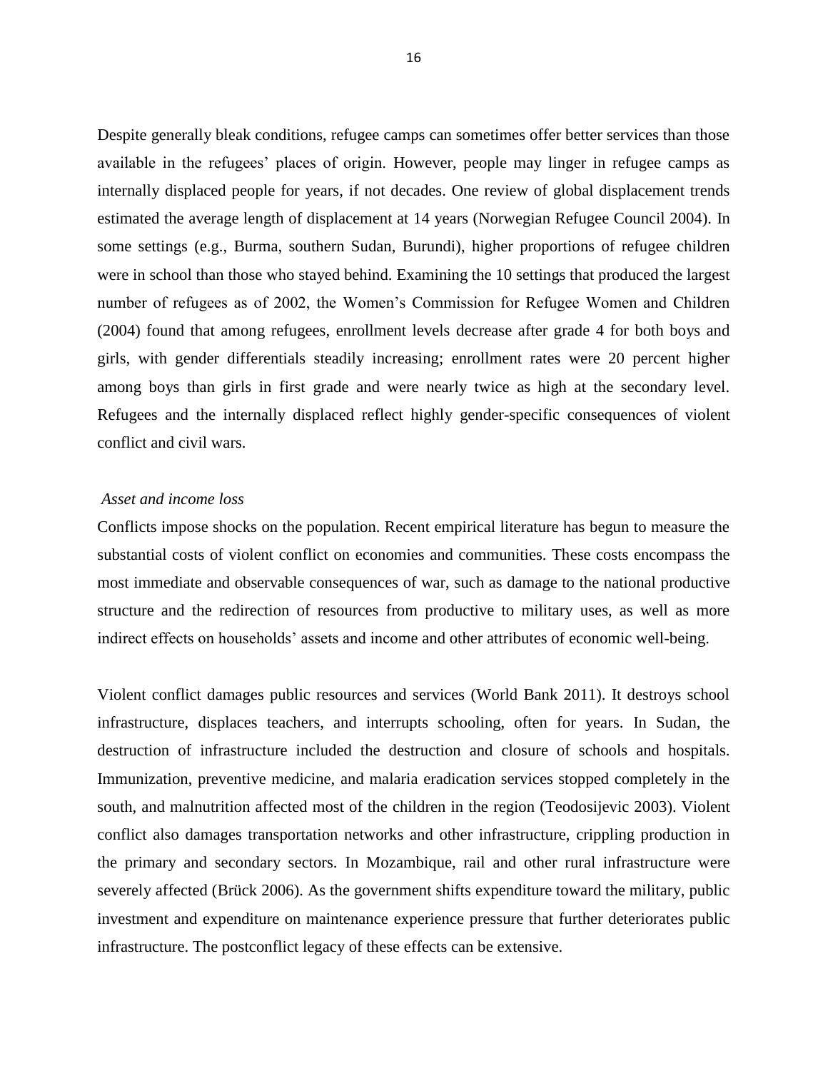Despite generally bleak conditions, refugee camps can sometimes offer better services than those available in the refugees' places of origin. However, people may linger in refugee camps as internally displaced people for years, if not decades. One review of global displacement trends estimated the average length of displacement at 14 years (Norwegian Refugee Council 2004). In some settings (e.g., Burma, southern Sudan, Burundi), higher proportions of refugee children were in school than those who stayed behind. Examining the 10 settings that produced the largest number of refugees as of 2002, the Women's Commission for Refugee Women and Children (2004) found that among refugees, enrollment levels decrease after grade 4 for both boys and girls, with gender differentials steadily increasing; enrollment rates were 20 percent higher among boys than girls in first grade and were nearly twice as high at the secondary level. Refugees and the internally displaced reflect highly gender-specific consequences of violent conflict and civil wars.

*Asset and income loss*

Conflicts impose shocks on the population. Recent empirical literature has begun to measure the substantial costs of violent conflict on economies and communities. These costs encompass the most immediate and observable consequences of war, such as damage to the national productive structure and the redirection of resources from productive to military uses, as well as more indirect effects on households' assets and income and other attributes of economic well-being.

Violent conflict damages public resources and services (World Bank 2011). It destroys school infrastructure, displaces teachers, and interrupts schooling, often for years. In Sudan, the destruction of infrastructure included the destruction and closure of schools and hospitals. Immunization, preventive medicine, and malaria eradication services stopped completely in the south, and malnutrition affected most of the children in the region (Teodosijevic 2003). Violent conflict also damages transportation networks and other infrastructure, crippling production in the primary and secondary sectors. In Mozambique, rail and other rural infrastructure were severely affected (Brück 2006). As the government shifts expenditure toward the military, public investment and expenditure on maintenance experience pressure that further deteriorates public infrastructure. The postconflict legacy of these effects can be extensive.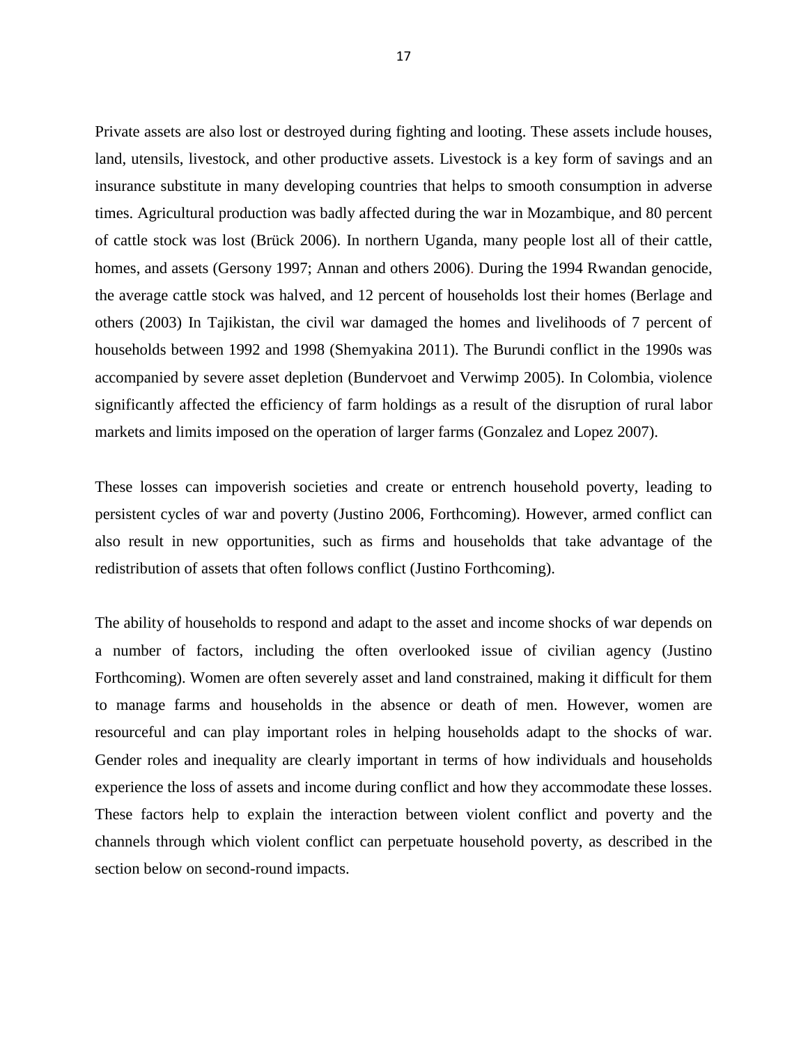Private assets are also lost or destroyed during fighting and looting. These assets include houses, land, utensils, livestock, and other productive assets. Livestock is a key form of savings and an insurance substitute in many developing countries that helps to smooth consumption in adverse times. Agricultural production was badly affected during the war in Mozambique, and 80 percent of cattle stock was lost (Brück 2006). In northern Uganda, many people lost all of their cattle, homes, and assets (Gersony 1997; Annan and others 2006). During the 1994 Rwandan genocide, the average cattle stock was halved, and 12 percent of households lost their homes (Berlage and others (2003) In Tajikistan, the civil war damaged the homes and livelihoods of 7 percent of households between 1992 and 1998 (Shemyakina 2011). The Burundi conflict in the 1990s was accompanied by severe asset depletion (Bundervoet and Verwimp 2005). In Colombia, violence significantly affected the efficiency of farm holdings as a result of the disruption of rural labor markets and limits imposed on the operation of larger farms (Gonzalez and Lopez 2007).

These losses can impoverish societies and create or entrench household poverty, leading to persistent cycles of war and poverty (Justino 2006, Forthcoming). However, armed conflict can also result in new opportunities, such as firms and households that take advantage of the redistribution of assets that often follows conflict (Justino Forthcoming).

The ability of households to respond and adapt to the asset and income shocks of war depends on a number of factors, including the often overlooked issue of civilian agency (Justino Forthcoming). Women are often severely asset and land constrained, making it difficult for them to manage farms and households in the absence or death of men. However, women are resourceful and can play important roles in helping households adapt to the shocks of war. Gender roles and inequality are clearly important in terms of how individuals and households experience the loss of assets and income during conflict and how they accommodate these losses. These factors help to explain the interaction between violent conflict and poverty and the channels through which violent conflict can perpetuate household poverty, as described in the section below on second-round impacts.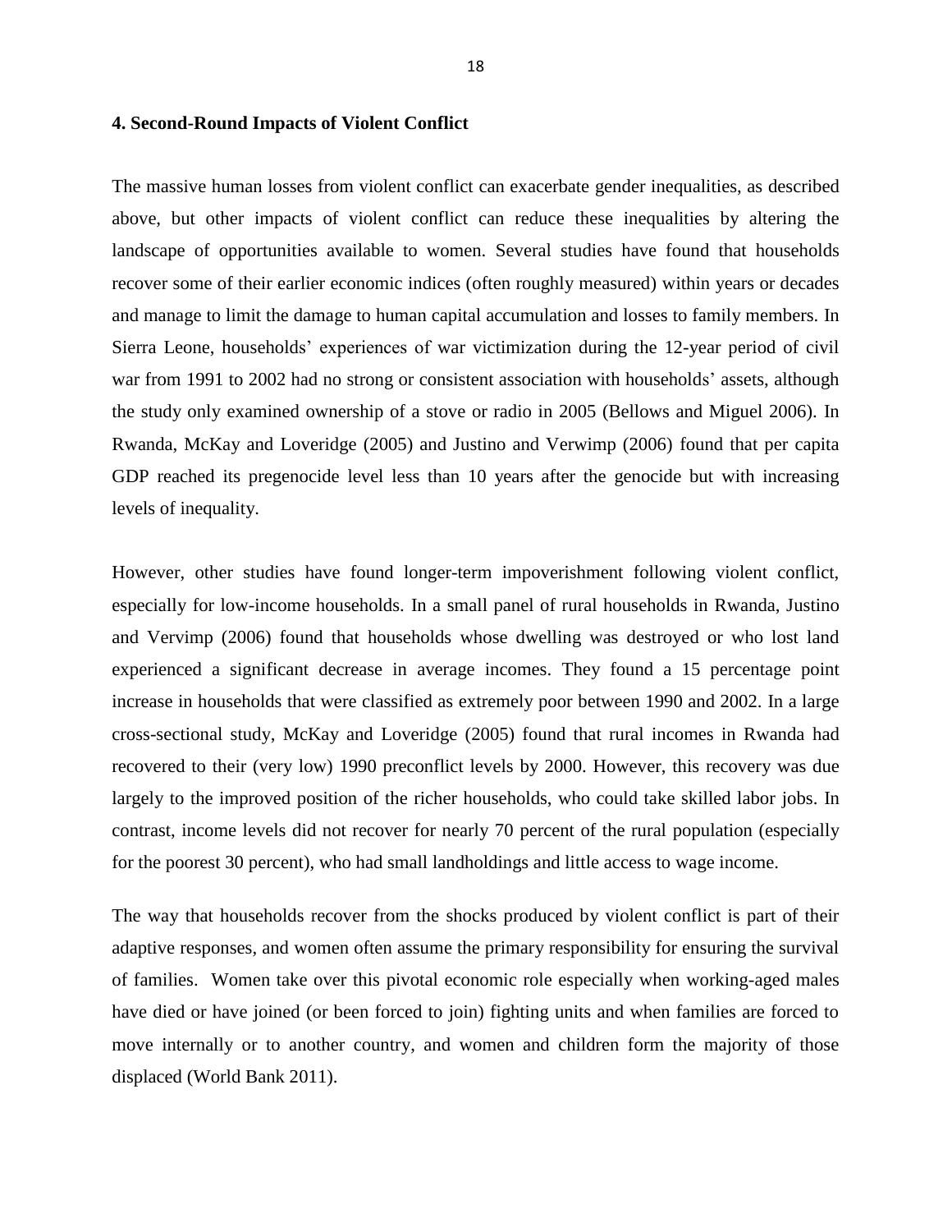## 4. Second-Round Impacts of Violent Conflict

The massive human losses from violent conflict can exacerbate gender inequalities, as described above, but other impacts of violent conflict can reduce these inequalities by altering the landscape of opportunities available to women. Several studies have found that households recover some of their earlier economic indices (often roughly measured) within years or decades and manage to limit the damage to human capital accumulation and losses to family members. In Sierra Leone, households' experiences of war victimization during the 12-year period of civil war from 1991 to 2002 had no strong or consistent association with households' assets, although the study only examined ownership of a stove or radio in 2005 (Bellows and Miguel 2006). In Rwanda, McKay and Loveridge (2005) and Justino and Verwimp (2006) found that per capita GDP reached its pregenocide level less than 10 years after the genocide but with increasing levels of inequality.

However, other studies have found longer-term impoverishment following violent conflict, especially for low-income households. In a small panel of rural households in Rwanda, Justino and Vervimp (2006) found that households whose dwelling was destroyed or who lost land experienced a significant decrease in average incomes. They found a 15 percentage point increase in households that were classified as extremely poor between 1990 and 2002. In a large cross-sectional study, McKay and Loveridge (2005) found that rural incomes in Rwanda had recovered to their (very low) 1990 preconflict levels by 2000. However, this recovery was due largely to the improved position of the richer households, who could take skilled labor jobs. In contrast, income levels did not recover for nearly 70 percent of the rural population (especially for the poorest 30 percent), who had small landholdings and little access to wage income.

The way that households recover from the shocks produced by violent conflict is part of their adaptive responses, and women often assume the primary responsibility for ensuring the survival of families. Women take over this pivotal economic role especially when working-aged males have died or have joined (or been forced to join) fighting units and when families are forced to move internally or to another country, and women and children form the majority of those displaced (World Bank 2011).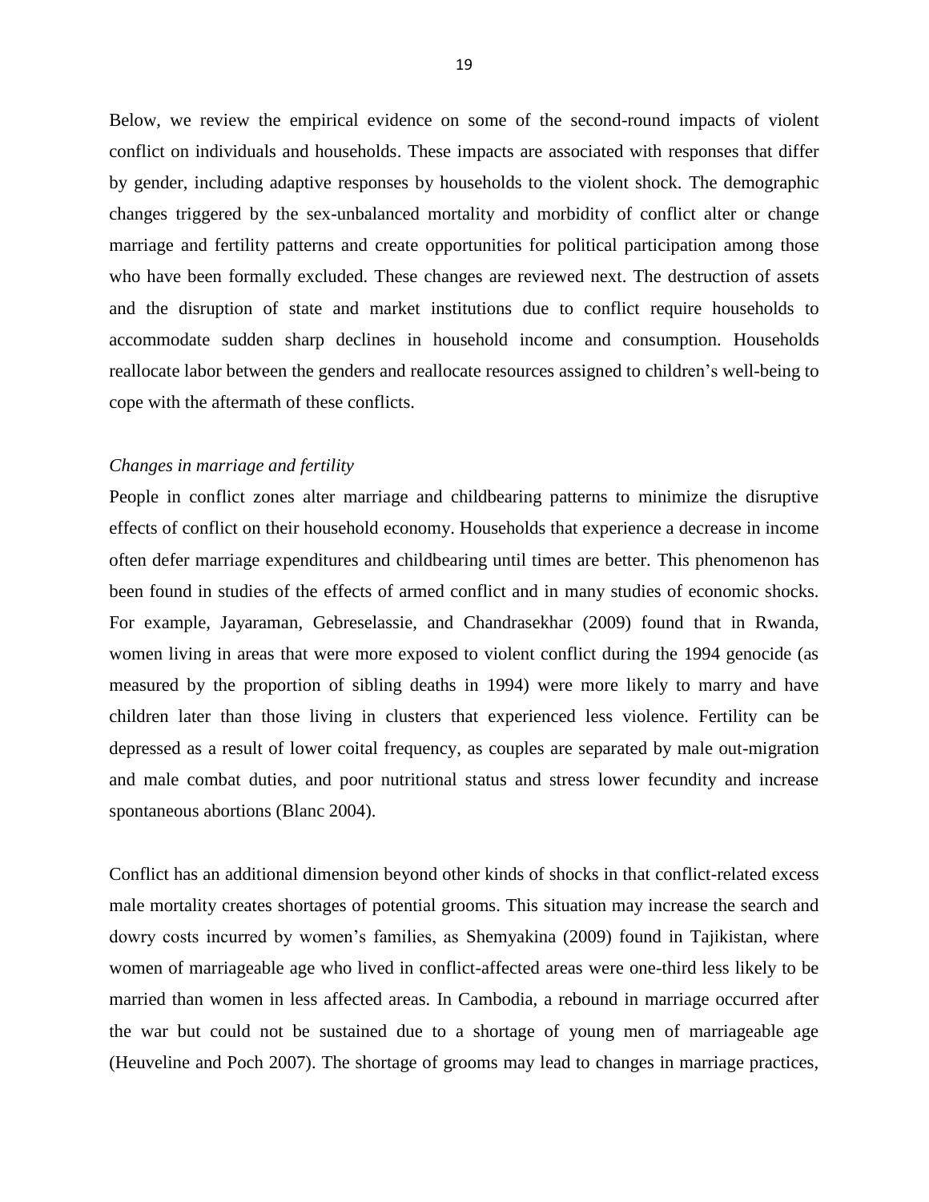Below, we review the empirical evidence on some of the second-round impacts of violent conflict on individuals and households. These impacts are associated with responses that differ by gender, including adaptive responses by households to the violent shock. The demographic changes triggered by the sex-unbalanced mortality and morbidity of conflict alter or change marriage and fertility patterns and create opportunities for political participation among those who have been formally excluded. These changes are reviewed next. The destruction of assets and the disruption of state and market institutions due to conflict require households to accommodate sudden sharp declines in household income and consumption. Households reallocate labor between the genders and reallocate resources assigned to children's well-being to cope with the aftermath of these conflicts.

*Changes in marriage and fertility*

People in conflict zones alter marriage and childbearing patterns to minimize the disruptive effects of conflict on their household economy. Households that experience a decrease in income often defer marriage expenditures and childbearing until times are better. This phenomenon has been found in studies of the effects of armed conflict and in many studies of economic shocks. For example, Jayaraman, Gebreselassie, and Chandrasekhar (2009) found that in Rwanda, women living in areas that were more exposed to violent conflict during the 1994 genocide (as measured by the proportion of sibling deaths in 1994) were more likely to marry and have children later than those living in clusters that experienced less violence. Fertility can be depressed as a result of lower coital frequency, as couples are separated by male out-migration and male combat duties, and poor nutritional status and stress lower fecundity and increase spontaneous abortions (Blanc 2004).

Conflict has an additional dimension beyond other kinds of shocks in that conflict-related excess male mortality creates shortages of potential grooms. This situation may increase the search and dowry costs incurred by women's families, as Shemyakina (2009) found in Tajikistan, where women of marriageable age who lived in conflict-affected areas were one-third less likely to be married than women in less affected areas. In Cambodia, a rebound in marriage occurred after the war but could not be sustained due to a shortage of young men of marriageable age (Heuveline and Poch 2007). The shortage of grooms may lead to changes in marriage practices,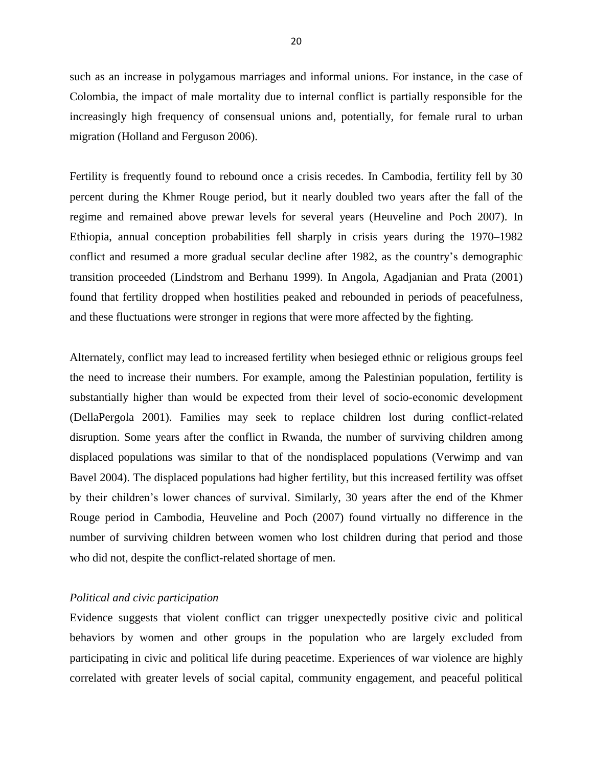such as an increase in polygamous marriages and informal unions. For instance, in the case of Colombia, the impact of male mortality due to internal conflict is partially responsible for the increasingly high frequency of consensual unions and, potentially, for female rural to urban migration (Holland and Ferguson 2006).

Fertility is frequently found to rebound once a crisis recedes. In Cambodia, fertility fell by 30 percent during the Khmer Rouge period, but it nearly doubled two years after the fall of the regime and remained above prewar levels for several years (Heuveline and Poch 2007). In Ethiopia, annual conception probabilities fell sharply in crisis years during the 1970–1982 conflict and resumed a more gradual secular decline after 1982, as the country's demographic transition proceeded (Lindstrom and Berhanu 1999). In Angola, Agadjanian and Prata (2001) found that fertility dropped when hostilities peaked and rebounded in periods of peacefulness, and these fluctuations were stronger in regions that were more affected by the fighting.

Alternately, conflict may lead to increased fertility when besieged ethnic or religious groups feel the need to increase their numbers. For example, among the Palestinian population, fertility is substantially higher than would be expected from their level of socio-economic development (DellaPergola 2001). Families may seek to replace children lost during conflict-related disruption. Some years after the conflict in Rwanda, the number of surviving children among displaced populations was similar to that of the nondisplaced populations (Verwimp and van Bavel 2004). The displaced populations had higher fertility, but this increased fertility was offset by their children's lower chances of survival. Similarly, 30 years after the end of the Khmer Rouge period in Cambodia, Heuveline and Poch (2007) found virtually no difference in the number of surviving children between women who lost children during that period and those who did not, despite the conflict-related shortage of men.

*Political and civic participation*

Evidence suggests that violent conflict can trigger unexpectedly positive civic and political behaviors by women and other groups in the population who are largely excluded from participating in civic and political life during peacetime. Experiences of war violence are highly correlated with greater levels of social capital, community engagement, and peaceful political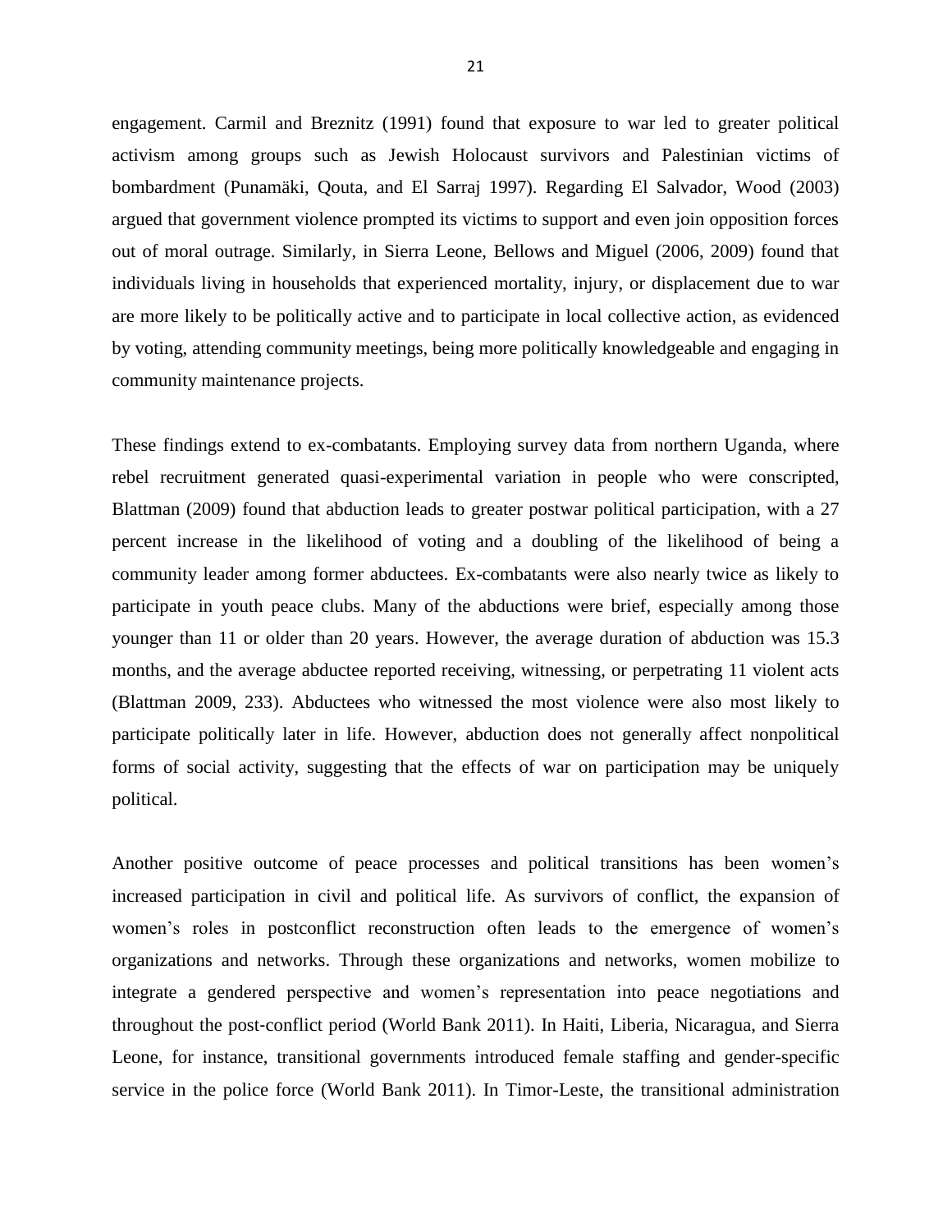engagement. Carmil and Breznitz (1991) found that exposure to war led to greater political activism among groups such as Jewish Holocaust survivors and Palestinian victims of bombardment (Punamäki, Qouta, and El Sarraj 1997). Regarding El Salvador, Wood (2003) argued that government violence prompted its victims to support and even join opposition forces out of moral outrage. Similarly, in Sierra Leone, Bellows and Miguel (2006, 2009) found that individuals living in households that experienced mortality, injury, or displacement due to war are more likely to be politically active and to participate in local collective action, as evidenced by voting, attending community meetings, being more politically knowledgeable and engaging in community maintenance projects.

These findings extend to ex-combatants. Employing survey data from northern Uganda, where rebel recruitment generated quasi-experimental variation in people who were conscripted, Blattman (2009) found that abduction leads to greater postwar political participation, with a 27 percent increase in the likelihood of voting and a doubling of the likelihood of being a community leader among former abductees. Ex-combatants were also nearly twice as likely to participate in youth peace clubs. Many of the abductions were brief, especially among those younger than 11 or older than 20 years. However, the average duration of abduction was 15.3 months, and the average abductee reported receiving, witnessing, or perpetrating 11 violent acts (Blattman 2009, 233). Abductees who witnessed the most violence were also most likely to participate politically later in life. However, abduction does not generally affect nonpolitical forms of social activity, suggesting that the effects of war on participation may be uniquely political.

Another positive outcome of peace processes and political transitions has been women's increased participation in civil and political life. As survivors of conflict, the expansion of women's roles in postconflict reconstruction often leads to the emergence of women's organizations and networks. Through these organizations and networks, women mobilize to integrate a gendered perspective and women's representation into peace negotiations and throughout the post-conflict period (World Bank 2011). In Haiti, Liberia, Nicaragua, and Sierra Leone, for instance, transitional governments introduced female staffing and gender-specific service in the police force (World Bank 2011). In Timor-Leste, the transitional administration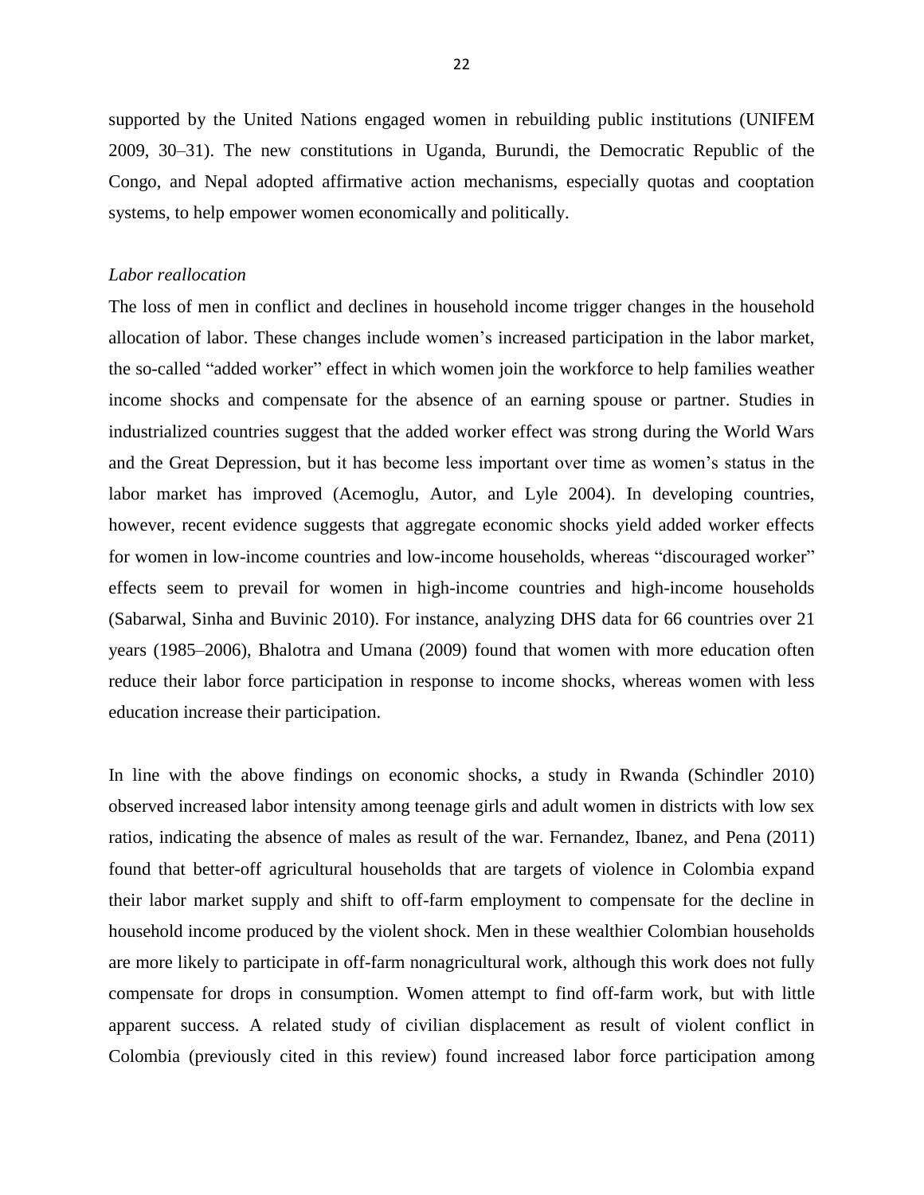supported by the United Nations engaged women in rebuilding public institutions (UNIFEM 2009, 30–31). The new constitutions in Uganda, Burundi, the Democratic Republic of the Congo, and Nepal adopted affirmative action mechanisms, especially quotas and cooptation systems, to help empower women economically and politically.

*Labor reallocation*

The loss of men in conflict and declines in household income trigger changes in the household allocation of labor. These changes include women's increased participation in the labor market, the so-called "added worker" effect in which women join the workforce to help families weather income shocks and compensate for the absence of an earning spouse or partner. Studies in industrialized countries suggest that the added worker effect was strong during the World Wars and the Great Depression, but it has become less important over time as women's status in the labor market has improved (Acemoglu, Autor, and Lyle 2004). In developing countries, however, recent evidence suggests that aggregate economic shocks yield added worker effects for women in low-income countries and low-income households, whereas "discouraged worker" effects seem to prevail for women in high-income countries and high-income households (Sabarwal, Sinha and Buvinic 2010). For instance, analyzing DHS data for 66 countries over 21 years (1985–2006), Bhalotra and Umana (2009) found that women with more education often reduce their labor force participation in response to income shocks, whereas women with less education increase their participation.

In line with the above findings on economic shocks, a study in Rwanda (Schindler 2010) observed increased labor intensity among teenage girls and adult women in districts with low sex ratios, indicating the absence of males as result of the war. Fernandez, Ibanez, and Pena (2011) found that better-off agricultural households that are targets of violence in Colombia expand their labor market supply and shift to off-farm employment to compensate for the decline in household income produced by the violent shock. Men in these wealthier Colombian households are more likely to participate in off-farm nonagricultural work, although this work does not fully compensate for drops in consumption. Women attempt to find off-farm work, but with little apparent success. A related study of civilian displacement as result of violent conflict in Colombia (previously cited in this review) found increased labor force participation among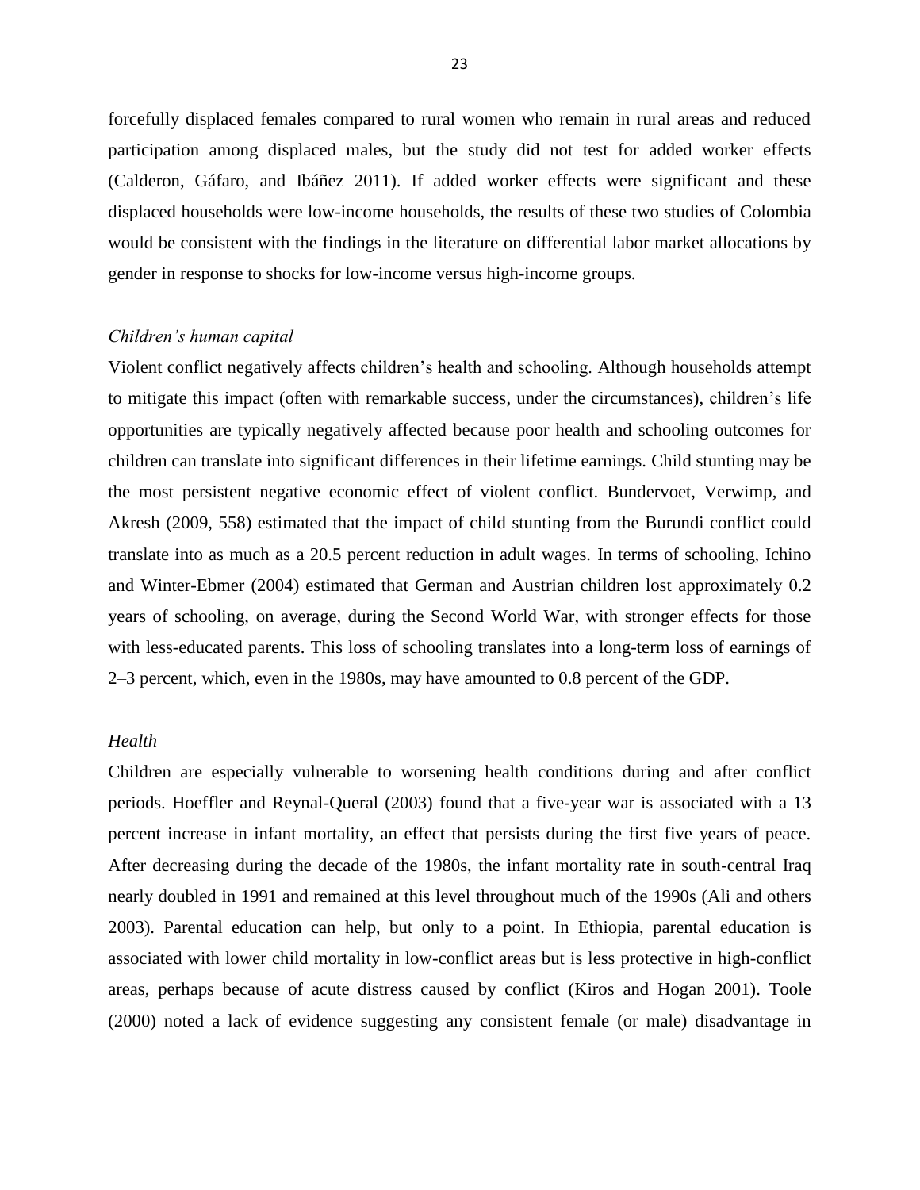forcefully displaced females compared to rural women who remain in rural areas and reduced participation among displaced males, but the study did not test for added worker effects (Calderon, Gáfaro, and Ibáñez 2011). If added worker effects were significant and these displaced households were low-income households, the results of these two studies of Colombia would be consistent with the findings in the literature on differential labor market allocations by gender in response to shocks for low-income versus high-income groups.

*Children's human capital*

Violent conflict negatively affects children's health and schooling. Although households attempt to mitigate this impact (often with remarkable success, under the circumstances), children's life opportunities are typically negatively affected because poor health and schooling outcomes for children can translate into significant differences in their lifetime earnings. Child stunting may be the most persistent negative economic effect of violent conflict. Bundervoet, Verwimp, and Akresh (2009, 558) estimated that the impact of child stunting from the Burundi conflict could translate into as much as a 20.5 percent reduction in adult wages. In terms of schooling, Ichino and Winter-Ebmer (2004) estimated that German and Austrian children lost approximately 0.2 years of schooling, on average, during the Second World War, with stronger effects for those with less-educated parents. This loss of schooling translates into a long-term loss of earnings of 2–3 percent, which, even in the 1980s, may have amounted to 0.8 percent of the GDP.

*Health*

Children are especially vulnerable to worsening health conditions during and after conflict periods. Hoeffler and Reynal-Queral (2003) found that a five-year war is associated with a 13 percent increase in infant mortality, an effect that persists during the first five years of peace. After decreasing during the decade of the 1980s, the infant mortality rate in south-central Iraq nearly doubled in 1991 and remained at this level throughout much of the 1990s (Ali and others 2003). Parental education can help, but only to a point. In Ethiopia, parental education is associated with lower child mortality in low-conflict areas but is less protective in high-conflict areas, perhaps because of acute distress caused by conflict (Kiros and Hogan 2001). Toole (2000) noted a lack of evidence suggesting any consistent female (or male) disadvantage in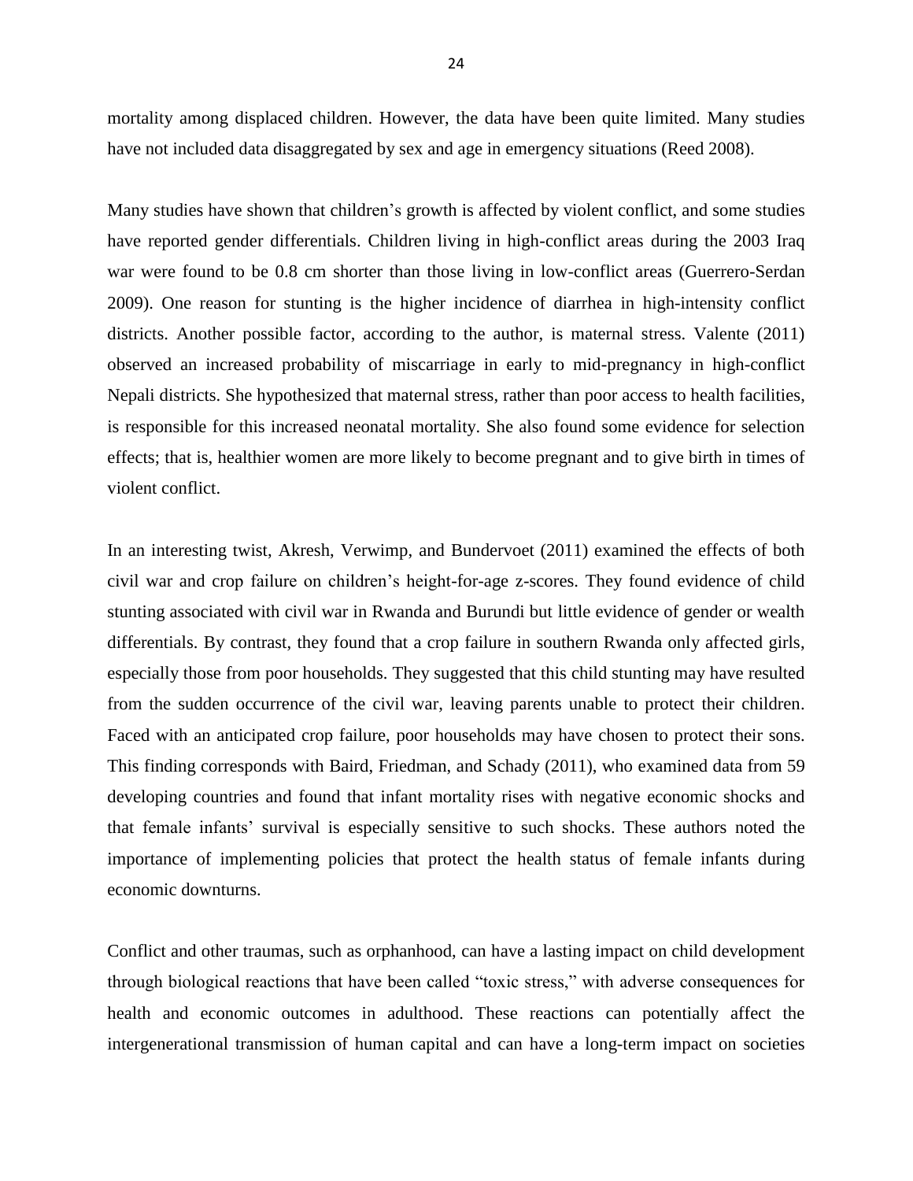mortality among displaced children. However, the data have been quite limited. Many studies have not included data disaggregated by sex and age in emergency situations (Reed 2008).

Many studies have shown that children's growth is affected by violent conflict, and some studies have reported gender differentials. Children living in high-conflict areas during the 2003 Iraq war were found to be 0.8 cm shorter than those living in low-conflict areas (Guerrero-Serdan 2009). One reason for stunting is the higher incidence of diarrhea in high-intensity conflict districts. Another possible factor, according to the author, is maternal stress. Valente (2011) observed an increased probability of miscarriage in early to mid-pregnancy in high-conflict Nepali districts. She hypothesized that maternal stress, rather than poor access to health facilities, is responsible for this increased neonatal mortality. She also found some evidence for selection effects; that is, healthier women are more likely to become pregnant and to give birth in times of violent conflict.

In an interesting twist, Akresh, Verwimp, and Bundervoet (2011) examined the effects of both civil war and crop failure on children's height-for-age z-scores. They found evidence of child stunting associated with civil war in Rwanda and Burundi but little evidence of gender or wealth differentials. By contrast, they found that a crop failure in southern Rwanda only affected girls, especially those from poor households. They suggested that this child stunting may have resulted from the sudden occurrence of the civil war, leaving parents unable to protect their children. Faced with an anticipated crop failure, poor households may have chosen to protect their sons. This finding corresponds with Baird, Friedman, and Schady (2011), who examined data from 59 developing countries and found that infant mortality rises with negative economic shocks and that female infants' survival is especially sensitive to such shocks. These authors noted the importance of implementing policies that protect the health status of female infants during economic downturns.

Conflict and other traumas, such as orphanhood, can have a lasting impact on child development through biological reactions that have been called "toxic stress," with adverse consequences for health and economic outcomes in adulthood. These reactions can potentially affect the intergenerational transmission of human capital and can have a long-term impact on societies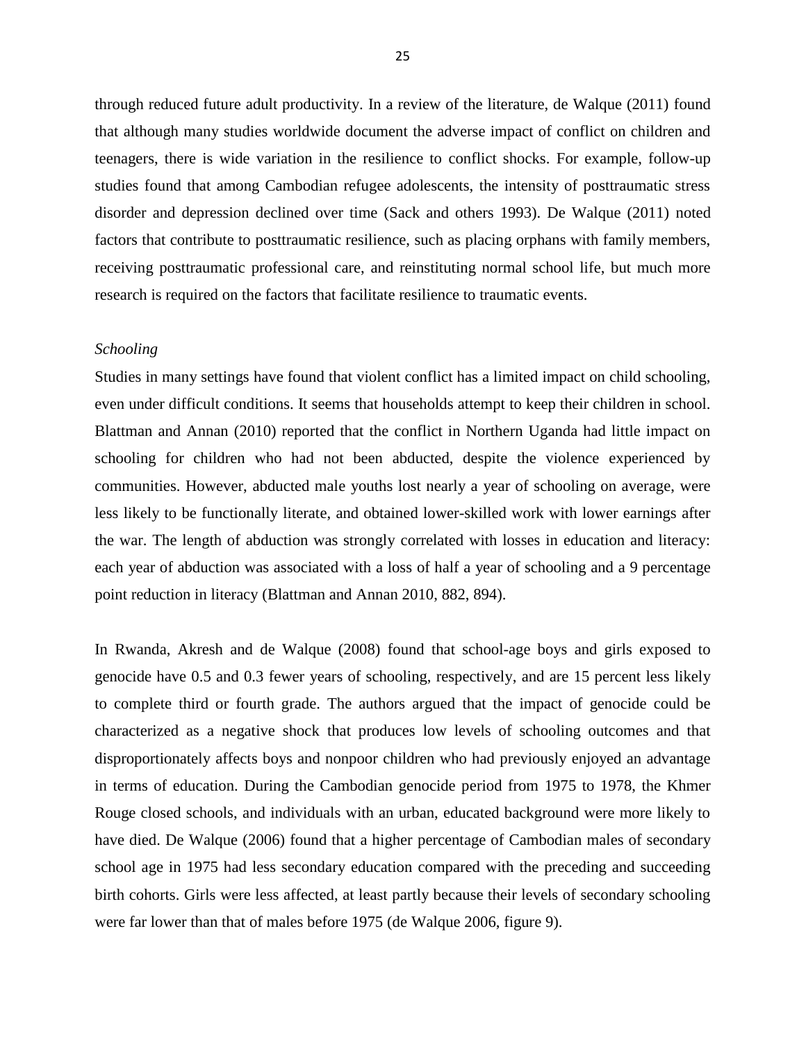through reduced future adult productivity. In a review of the literature, de Walque (2011) found that although many studies worldwide document the adverse impact of conflict on children and teenagers, there is wide variation in the resilience to conflict shocks. For example, follow-up studies found that among Cambodian refugee adolescents, the intensity of posttraumatic stress disorder and depression declined over time (Sack and others 1993). De Walque (2011) noted factors that contribute to posttraumatic resilience, such as placing orphans with family members, receiving posttraumatic professional care, and reinstituting normal school life, but much more research is required on the factors that facilitate resilience to traumatic events.

*Schooling*

Studies in many settings have found that violent conflict has a limited impact on child schooling, even under difficult conditions. It seems that households attempt to keep their children in school. Blattman and Annan (2010) reported that the conflict in Northern Uganda had little impact on schooling for children who had not been abducted, despite the violence experienced by communities. However, abducted male youths lost nearly a year of schooling on average, were less likely to be functionally literate, and obtained lower-skilled work with lower earnings after the war. The length of abduction was strongly correlated with losses in education and literacy: each year of abduction was associated with a loss of half a year of schooling and a 9 percentage point reduction in literacy (Blattman and Annan 2010, 882, 894).

In Rwanda, Akresh and de Walque (2008) found that school-age boys and girls exposed to genocide have 0.5 and 0.3 fewer years of schooling, respectively, and are 15 percent less likely to complete third or fourth grade. The authors argued that the impact of genocide could be characterized as a negative shock that produces low levels of schooling outcomes and that disproportionately affects boys and nonpoor children who had previously enjoyed an advantage in terms of education. During the Cambodian genocide period from 1975 to 1978, the Khmer Rouge closed schools, and individuals with an urban, educated background were more likely to have died. De Walque (2006) found that a higher percentage of Cambodian males of secondary school age in 1975 had less secondary education compared with the preceding and succeeding birth cohorts. Girls were less affected, at least partly because their levels of secondary schooling were far lower than that of males before 1975 (de Walque 2006, figure 9).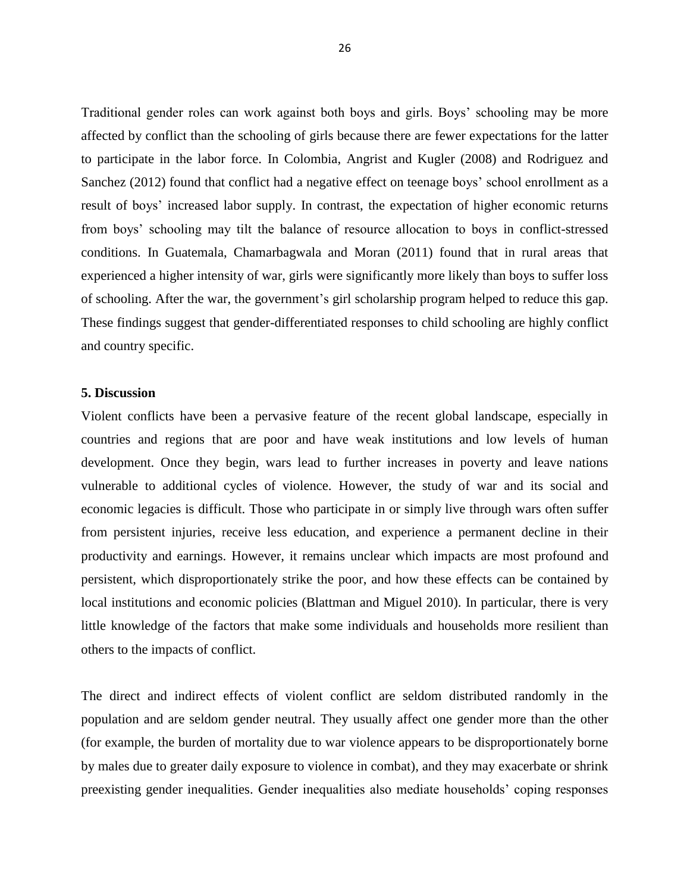Traditional gender roles can work against both boys and girls. Boys' schooling may be more affected by conflict than the schooling of girls because there are fewer expectations for the latter to participate in the labor force. In Colombia, Angrist and Kugler (2008) and Rodriguez and Sanchez (2012) found that conflict had a negative effect on teenage boys' school enrollment as a result of boys' increased labor supply. In contrast, the expectation of higher economic returns from boys' schooling may tilt the balance of resource allocation to boys in conflict-stressed conditions. In Guatemala, Chamarbagwala and Moran (2011) found that in rural areas that experienced a higher intensity of war, girls were significantly more likely than boys to suffer loss of schooling. After the war, the government's girl scholarship program helped to reduce this gap. These findings suggest that gender-differentiated responses to child schooling are highly conflict and country specific.

## 5. Discussion

Violent conflicts have been a pervasive feature of the recent global landscape, especially in countries and regions that are poor and have weak institutions and low levels of human development. Once they begin, wars lead to further increases in poverty and leave nations vulnerable to additional cycles of violence. However, the study of war and its social and economic legacies is difficult. Those who participate in or simply live through wars often suffer from persistent injuries, receive less education, and experience a permanent decline in their productivity and earnings. However, it remains unclear which impacts are most profound and persistent, which disproportionately strike the poor, and how these effects can be contained by local institutions and economic policies (Blattman and Miguel 2010). In particular, there is very little knowledge of the factors that make some individuals and households more resilient than others to the impacts of conflict.

The direct and indirect effects of violent conflict are seldom distributed randomly in the population and are seldom gender neutral. They usually affect one gender more than the other (for example, the burden of mortality due to war violence appears to be disproportionately borne by males due to greater daily exposure to violence in combat), and they may exacerbate or shrink preexisting gender inequalities. Gender inequalities also mediate households' coping responses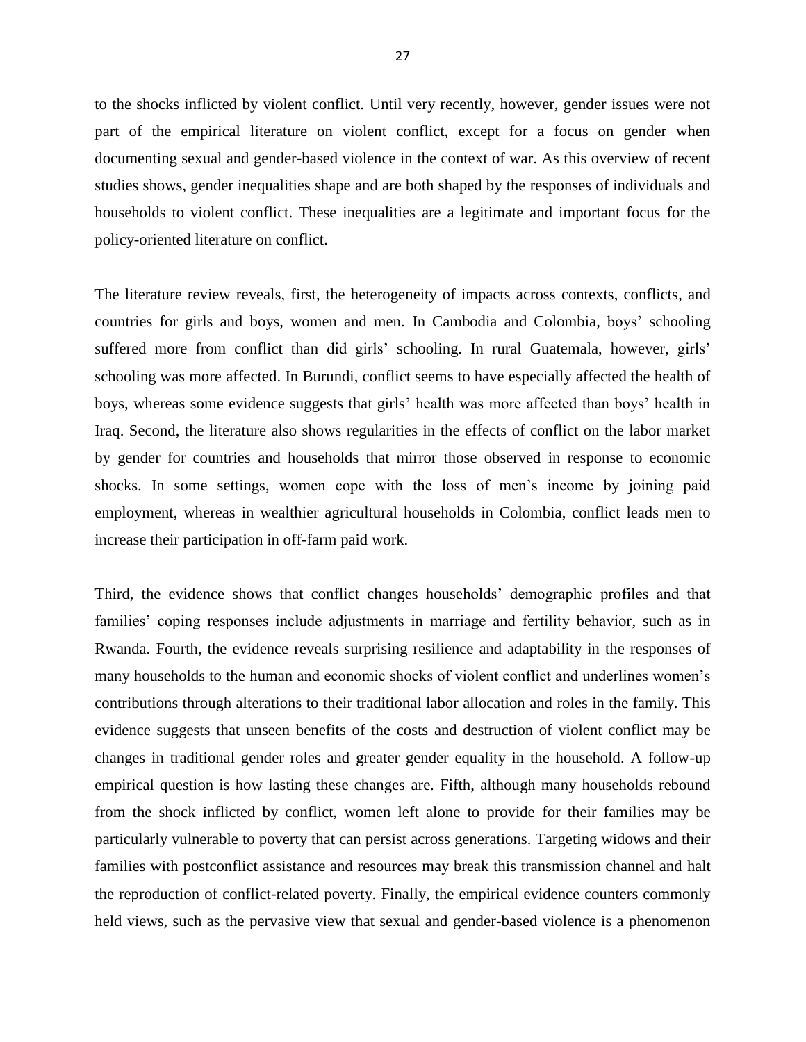to the shocks inflicted by violent conflict. Until very recently, however, gender issues were not part of the empirical literature on violent conflict, except for a focus on gender when documenting sexual and gender-based violence in the context of war. As this overview of recent studies shows, gender inequalities shape and are both shaped by the responses of individuals and households to violent conflict. These inequalities are a legitimate and important focus for the policy-oriented literature on conflict.

The literature review reveals, first, the heterogeneity of impacts across contexts, conflicts, and countries for girls and boys, women and men. In Cambodia and Colombia, boys' schooling suffered more from conflict than did girls' schooling. In rural Guatemala, however, girls' schooling was more affected. In Burundi, conflict seems to have especially affected the health of boys, whereas some evidence suggests that girls' health was more affected than boys' health in Iraq. Second, the literature also shows regularities in the effects of conflict on the labor market by gender for countries and households that mirror those observed in response to economic shocks. In some settings, women cope with the loss of men's income by joining paid employment, whereas in wealthier agricultural households in Colombia, conflict leads men to increase their participation in off-farm paid work.

Third, the evidence shows that conflict changes households' demographic profiles and that families' coping responses include adjustments in marriage and fertility behavior, such as in Rwanda. Fourth, the evidence reveals surprising resilience and adaptability in the responses of many households to the human and economic shocks of violent conflict and underlines women's contributions through alterations to their traditional labor allocation and roles in the family. This evidence suggests that unseen benefits of the costs and destruction of violent conflict may be changes in traditional gender roles and greater gender equality in the household. A follow-up empirical question is how lasting these changes are. Fifth, although many households rebound from the shock inflicted by conflict, women left alone to provide for their families may be particularly vulnerable to poverty that can persist across generations. Targeting widows and their families with postconflict assistance and resources may break this transmission channel and halt the reproduction of conflict-related poverty. Finally, the empirical evidence counters commonly held views, such as the pervasive view that sexual and gender-based violence is a phenomenon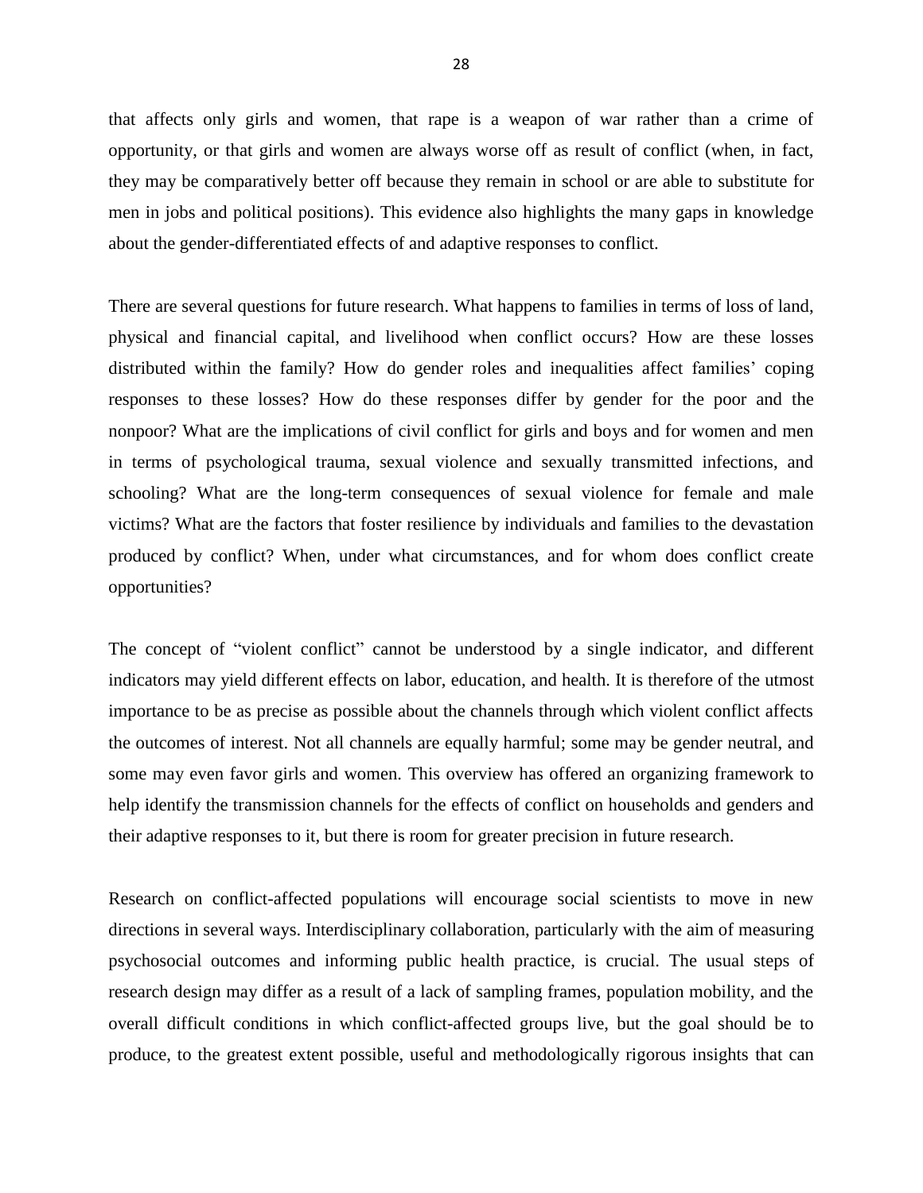that affects only girls and women, that rape is a weapon of war rather than a crime of opportunity, or that girls and women are always worse off as result of conflict (when, in fact, they may be comparatively better off because they remain in school or are able to substitute for men in jobs and political positions). This evidence also highlights the many gaps in knowledge about the gender-differentiated effects of and adaptive responses to conflict.

There are several questions for future research. What happens to families in terms of loss of land, physical and financial capital, and livelihood when conflict occurs? How are these losses distributed within the family? How do gender roles and inequalities affect families' coping responses to these losses? How do these responses differ by gender for the poor and the nonpoor? What are the implications of civil conflict for girls and boys and for women and men in terms of psychological trauma, sexual violence and sexually transmitted infections, and schooling? What are the long-term consequences of sexual violence for female and male victims? What are the factors that foster resilience by individuals and families to the devastation produced by conflict? When, under what circumstances, and for whom does conflict create opportunities?

The concept of "violent conflict" cannot be understood by a single indicator, and different indicators may yield different effects on labor, education, and health. It is therefore of the utmost importance to be as precise as possible about the channels through which violent conflict affects the outcomes of interest. Not all channels are equally harmful; some may be gender neutral, and some may even favor girls and women. This overview has offered an organizing framework to help identify the transmission channels for the effects of conflict on households and genders and their adaptive responses to it, but there is room for greater precision in future research.

Research on conflict-affected populations will encourage social scientists to move in new directions in several ways. Interdisciplinary collaboration, particularly with the aim of measuring psychosocial outcomes and informing public health practice, is crucial. The usual steps of research design may differ as a result of a lack of sampling frames, population mobility, and the overall difficult conditions in which conflict-affected groups live, but the goal should be to produce, to the greatest extent possible, useful and methodologically rigorous insights that can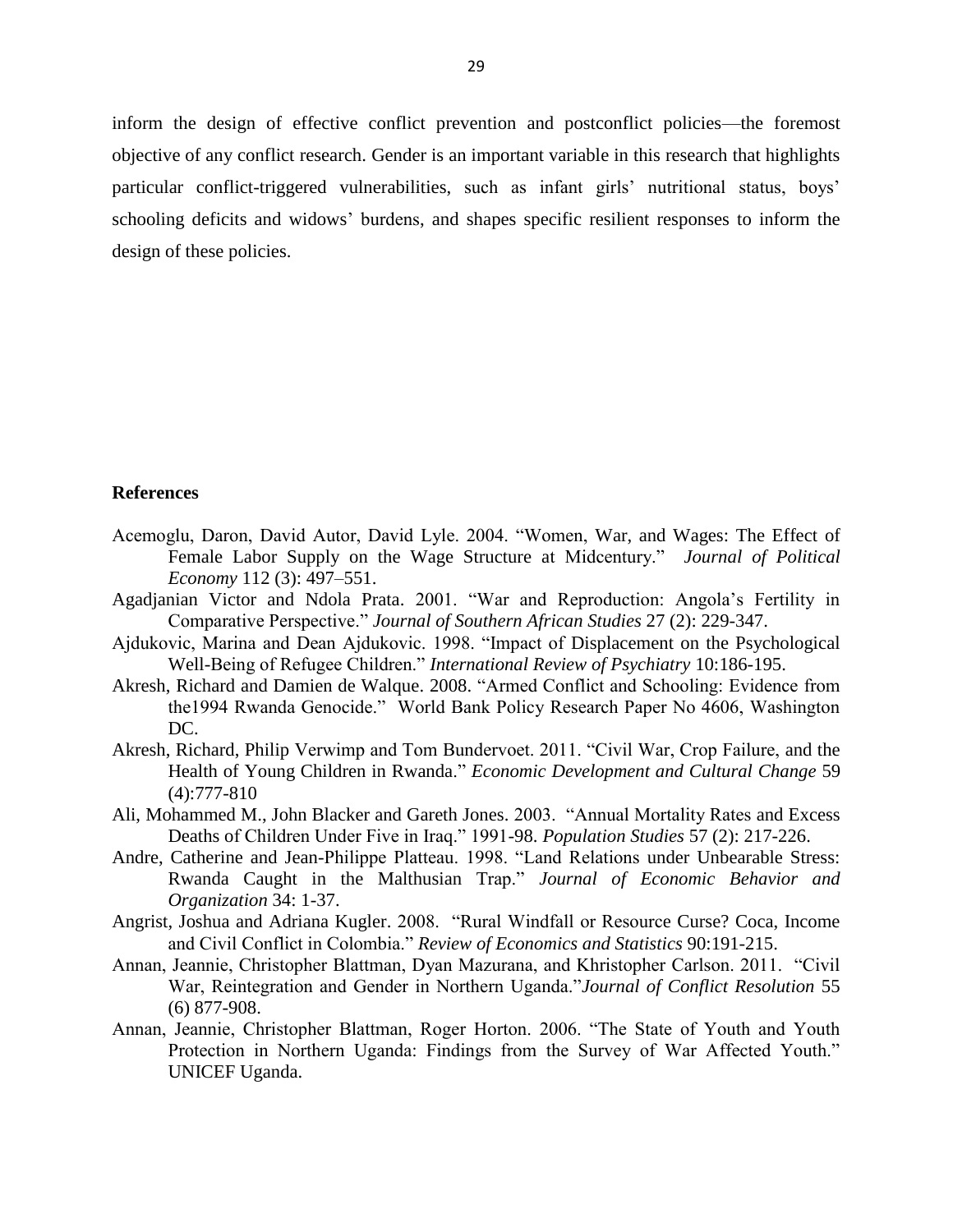inform the design of effective conflict prevention and postconflict policies—the foremost objective of any conflict research. Gender is an important variable in this research that highlights particular conflict-triggered vulnerabilities, such as infant girls' nutritional status, boys' schooling deficits and widows' burdens, and shapes specific resilient responses to inform the design of these policies.

## References

Acemoglu, Daron, David Autor, David Lyle. 2004. "Women, War, and Wages: The Effect of Female Labor Supply on the Wage Structure at Midcentury." *Journal of Political Economy* 112 (3): 497–551.

Agadjanian Victor and Ndola Prata. 2001. "War and Reproduction: Angola's Fertility in Comparative Perspective." *Journal of Southern African Studies* 27 (2): 229-347.

Ajdukovic, Marina and Dean Ajdukovic. 1998. "Impact of Displacement on the Psychological Well-Being of Refugee Children." *International Review of Psychiatry* 10:186-195.

Akresh, Richard and Damien de Walque. 2008. "Armed Conflict and Schooling: Evidence from the1994 Rwanda Genocide." World Bank Policy Research Paper No 4606, Washington DC.

Akresh, Richard, Philip Verwimp and Tom Bundervoet. 2011. "Civil War, Crop Failure, and the Health of Young Children in Rwanda." *Economic Development and Cultural Change* 59 (4):777-810

Ali, Mohammed M., John Blacker and Gareth Jones. 2003. "Annual Mortality Rates and Excess Deaths of Children Under Five in Iraq." 1991-98. *Population Studies* 57 (2): 217-226.

Andre, Catherine and Jean-Philippe Platteau. 1998. "Land Relations under Unbearable Stress: Rwanda Caught in the Malthusian Trap." *Journal of Economic Behavior and Organization* 34: 1-37.

Angrist, Joshua and Adriana Kugler. 2008. "Rural Windfall or Resource Curse? Coca, Income and Civil Conflict in Colombia." *Review of Economics and Statistics* 90:191-215.

Annan, Jeannie, Christopher Blattman, Dyan Mazurana, and Khristopher Carlson. 2011. "Civil War, Reintegration and Gender in Northern Uganda."*Journal of Conflict Resolution* 55 (6) 877-908.

Annan, Jeannie, Christopher Blattman, Roger Horton. 2006. "The State of Youth and Youth Protection in Northern Uganda: Findings from the Survey of War Affected Youth." UNICEF Uganda.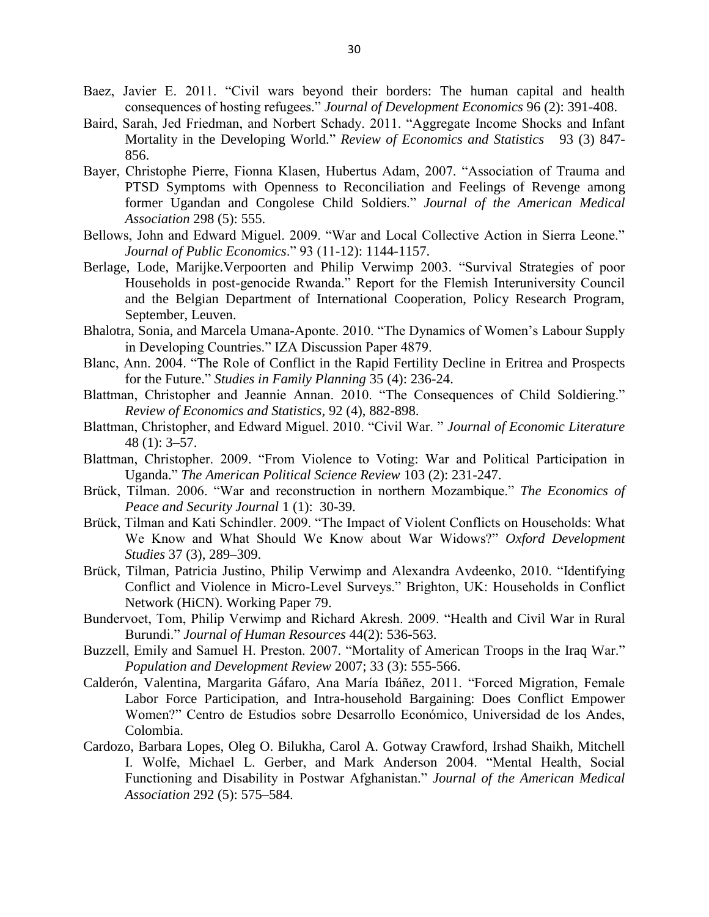Baez, Javier E. 2011. "Civil wars beyond their borders: The human capital and health consequences of hosting refugees." *Journal of Development Economics* 96 (2): 391-408.

Baird, Sarah, Jed Friedman, and Norbert Schady. 2011. "Aggregate Income Shocks and Infant Mortality in the Developing World." *Review of Economics and Statistics* 93 (3) 847-856.

Bayer, Christophe Pierre, Fionna Klasen, Hubertus Adam, 2007. "Association of Trauma and PTSD Symptoms with Openness to Reconciliation and Feelings of Revenge among former Ugandan and Congolese Child Soldiers." *Journal of the American Medical Association* 298 (5): 555.

Bellows, John and Edward Miguel. 2009. "War and Local Collective Action in Sierra Leone." *Journal of Public Economics*." 93 (11-12): 1144-1157.

Berlage, Lode, Marijke.Verpoorten and Philip Verwimp 2003. "Survival Strategies of poor Households in post-genocide Rwanda." Report for the Flemish Interuniversity Council and the Belgian Department of International Cooperation, Policy Research Program, September, Leuven.

Bhalotra, Sonia, and Marcela Umana-Aponte. 2010. "The Dynamics of Women's Labour Supply in Developing Countries." IZA Discussion Paper 4879.

Blanc, Ann. 2004. "The Role of Conflict in the Rapid Fertility Decline in Eritrea and Prospects for the Future." *Studies in Family Planning* 35 (4): 236-24.

Blattman, Christopher and Jeannie Annan. 2010. "The Consequences of Child Soldiering." *Review of Economics and Statistics*, 92 (4), 882-898.

Blattman, Christopher, and Edward Miguel. 2010. "Civil War. " *Journal of Economic Literature* 48 (1): 3–57.

Blattman, Christopher. 2009. "From Violence to Voting: War and Political Participation in Uganda." *The American Political Science Review* 103 (2): 231-247.

Brück, Tilman. 2006. "War and reconstruction in northern Mozambique." *The Economics of Peace and Security Journal* 1 (1): 30-39.

Brück, Tilman and Kati Schindler. 2009. "The Impact of Violent Conflicts on Households: What We Know and What Should We Know about War Widows?" *Oxford Development Studies* 37 (3), 289–309.

Brück, Tilman, Patricia Justino, Philip Verwimp and Alexandra Avdeenko, 2010. "Identifying Conflict and Violence in Micro-Level Surveys." Brighton, UK: Households in Conflict Network (HiCN). Working Paper 79.

Bundervoet, Tom, Philip Verwimp and Richard Akresh. 2009. "Health and Civil War in Rural Burundi." *Journal of Human Resources* 44(2): 536-563.

Buzzell, Emily and Samuel H. Preston. 2007. "Mortality of American Troops in the Iraq War." *Population and Development Review* 2007; 33 (3): 555-566.

Calderón, Valentina, Margarita Gáfaro, Ana María Ibáñez, 2011. "Forced Migration, Female Labor Force Participation, and Intra-household Bargaining: Does Conflict Empower Women?" Centro de Estudios sobre Desarrollo Económico, Universidad de los Andes, Colombia.

Cardozo, Barbara Lopes, Oleg O. Bilukha, Carol A. Gotway Crawford, Irshad Shaikh, Mitchell I. Wolfe, Michael L. Gerber, and Mark Anderson 2004. "Mental Health, Social Functioning and Disability in Postwar Afghanistan." *Journal of the American Medical Association* 292 (5): 575–584.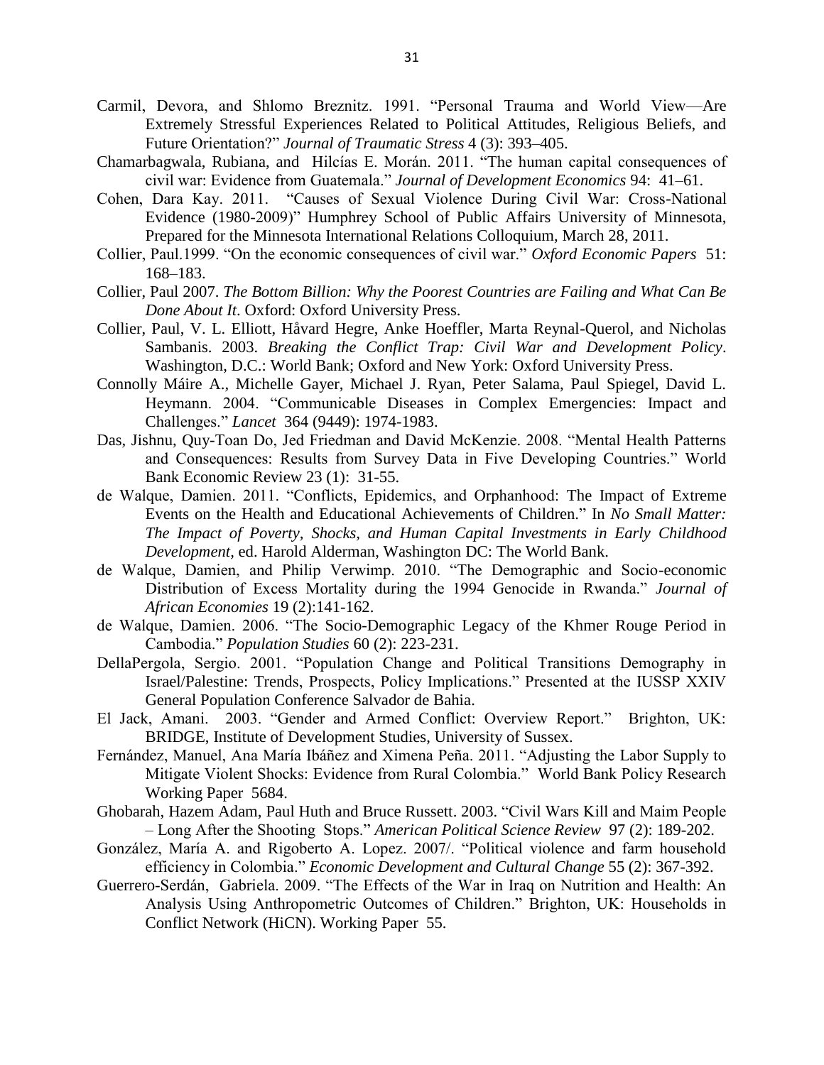Carmil, Devora, and Shlomo Breznitz. 1991. "Personal Trauma and World View—Are Extremely Stressful Experiences Related to Political Attitudes, Religious Beliefs, and Future Orientation?" *Journal of Traumatic Stress* 4 (3): 393–405.

Chamarbagwala, Rubiana, and Hilcías E. Morán. 2011. "The human capital consequences of civil war: Evidence from Guatemala." *Journal of Development Economics* 94: 41–61.

Cohen, Dara Kay. 2011. "Causes of Sexual Violence During Civil War: Cross-National Evidence (1980-2009)" Humphrey School of Public Affairs University of Minnesota, Prepared for the Minnesota International Relations Colloquium, March 28, 2011.

Collier, Paul.1999. "On the economic consequences of civil war." *Oxford Economic Papers* 51: 168–183.

Collier, Paul 2007. *The Bottom Billion: Why the Poorest Countries are Failing and What Can Be Done About It*. Oxford: Oxford University Press.

Collier, Paul, V. L. Elliott, Håvard Hegre, Anke Hoeffler, Marta Reynal-Querol, and Nicholas Sambanis. 2003. *Breaking the Conflict Trap: Civil War and Development Policy*. Washington, D.C.: World Bank; Oxford and New York: Oxford University Press.

Connolly Máire A., Michelle Gayer, Michael J. Ryan, Peter Salama, Paul Spiegel, David L. Heymann. 2004. "Communicable Diseases in Complex Emergencies: Impact and Challenges." *Lancet* 364 (9449): 1974-1983.

Das, Jishnu, Quy-Toan Do, Jed Friedman and David McKenzie. 2008. "Mental Health Patterns and Consequences: Results from Survey Data in Five Developing Countries." World Bank Economic Review 23 (1): 31-55.

de Walque, Damien. 2011. "Conflicts, Epidemics, and Orphanhood: The Impact of Extreme Events on the Health and Educational Achievements of Children." In *No Small Matter: The Impact of Poverty, Shocks, and Human Capital Investments in Early Childhood Development*, ed. Harold Alderman, Washington DC: The World Bank.

de Walque, Damien, and Philip Verwimp. 2010. "The Demographic and Socio-economic Distribution of Excess Mortality during the 1994 Genocide in Rwanda." *Journal of African Economies* 19 (2):141-162.

de Walque, Damien. 2006. "The Socio-Demographic Legacy of the Khmer Rouge Period in Cambodia." *Population Studies* 60 (2): 223-231.

DellaPergola, Sergio. 2001. "Population Change and Political Transitions Demography in Israel/Palestine: Trends, Prospects, Policy Implications." Presented at the IUSSP XXIV General Population Conference Salvador de Bahia.

El Jack, Amani. 2003. "Gender and Armed Conflict: Overview Report." Brighton, UK: BRIDGE, Institute of Development Studies, University of Sussex.

Fernández, Manuel, Ana María Ibáñez and Ximena Peña. 2011. "Adjusting the Labor Supply to Mitigate Violent Shocks: Evidence from Rural Colombia." World Bank Policy Research Working Paper 5684.

Ghobarah, Hazem Adam, Paul Huth and Bruce Russett. 2003. "Civil Wars Kill and Maim People – Long After the Shooting Stops." *American Political Science Review* 97 (2): 189-202.

González, María A. and Rigoberto A. Lopez. 2007/. "Political violence and farm household efficiency in Colombia." *Economic Development and Cultural Change* 55 (2): 367-392.

Guerrero-Serdán, Gabriela. 2009. "The Effects of the War in Iraq on Nutrition and Health: An Analysis Using Anthropometric Outcomes of Children." Brighton, UK: Households in Conflict Network (HiCN). Working Paper 55.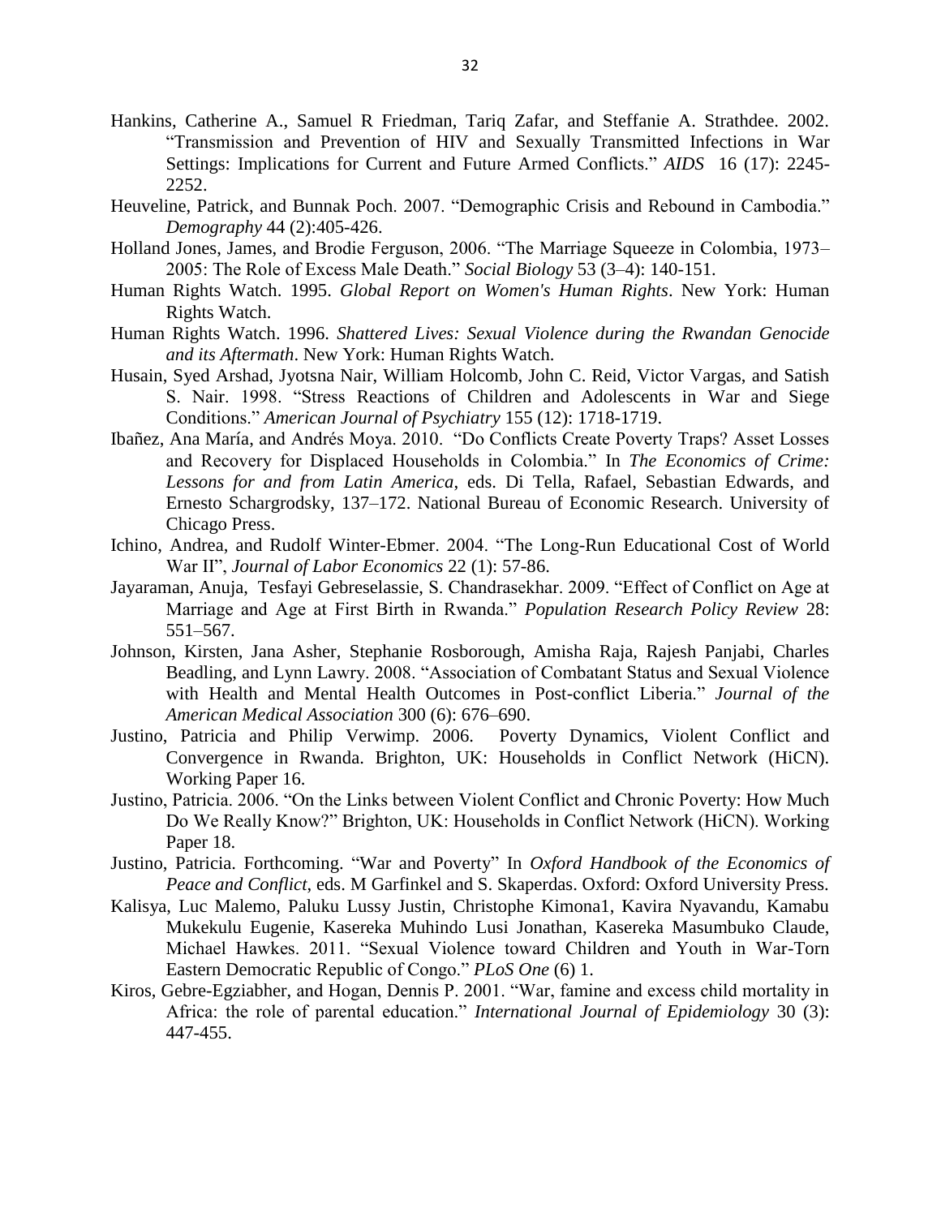Hankins, Catherine A., Samuel R Friedman, Tariq Zafar, and Steffanie A. Strathdee. 2002. "Transmission and Prevention of HIV and Sexually Transmitted Infections in War Settings: Implications for Current and Future Armed Conflicts." *AIDS* 16 (17): 2245-2252.

Heuveline, Patrick, and Bunnak Poch. 2007. "Demographic Crisis and Rebound in Cambodia." *Demography* 44 (2):405-426.

Holland Jones, James, and Brodie Ferguson, 2006. "The Marriage Squeeze in Colombia, 1973–2005: The Role of Excess Male Death." *Social Biology* 53 (3–4): 140-151.

Human Rights Watch. 1995. *Global Report on Women's Human Rights*. New York: Human Rights Watch.

Human Rights Watch. 1996. *Shattered Lives: Sexual Violence during the Rwandan Genocide and its Aftermath*. New York: Human Rights Watch.

Husain, Syed Arshad, Jyotsna Nair, William Holcomb, John C. Reid, Victor Vargas, and Satish S. Nair. 1998. "Stress Reactions of Children and Adolescents in War and Siege Conditions." *American Journal of Psychiatry* 155 (12): 1718-1719.

Ibañez, Ana María, and Andrés Moya. 2010. "Do Conflicts Create Poverty Traps? Asset Losses and Recovery for Displaced Households in Colombia." In *The Economics of Crime: Lessons for and from Latin America*, eds. Di Tella, Rafael, Sebastian Edwards, and Ernesto Schargrodsky, 137–172. National Bureau of Economic Research. University of Chicago Press.

Ichino, Andrea, and Rudolf Winter-Ebmer. 2004. "The Long-Run Educational Cost of World War II", *Journal of Labor Economics* 22 (1): 57-86.

Jayaraman, Anuja, Tesfayi Gebreselassie, S. Chandrasekhar. 2009. "Effect of Conflict on Age at Marriage and Age at First Birth in Rwanda." *Population Research Policy Review* 28: 551–567.

Johnson, Kirsten, Jana Asher, Stephanie Rosborough, Amisha Raja, Rajesh Panjabi, Charles Beadling, and Lynn Lawry. 2008. "Association of Combatant Status and Sexual Violence with Health and Mental Health Outcomes in Post-conflict Liberia." *Journal of the American Medical Association* 300 (6): 676–690.

Justino, Patricia and Philip Verwimp. 2006. Poverty Dynamics, Violent Conflict and Convergence in Rwanda. Brighton, UK: Households in Conflict Network (HiCN). Working Paper 16.

Justino, Patricia. 2006. "On the Links between Violent Conflict and Chronic Poverty: How Much Do We Really Know?" Brighton, UK: Households in Conflict Network (HiCN). Working Paper 18.

Justino, Patricia. Forthcoming. "War and Poverty" In *Oxford Handbook of the Economics of Peace and Conflict*, eds. M Garfinkel and S. Skaperdas. Oxford: Oxford University Press.

Kalisya, Luc Malemo, Paluku Lussy Justin, Christophe Kimona1, Kavira Nyavandu, Kamabu Mukekulu Eugenie, Kasereka Muhindo Lusi Jonathan, Kasereka Masumbuko Claude, Michael Hawkes. 2011. "Sexual Violence toward Children and Youth in War-Torn Eastern Democratic Republic of Congo." *PLoS One* (6) 1.

Kiros, Gebre-Egziabher, and Hogan, Dennis P. 2001. "War, famine and excess child mortality in Africa: the role of parental education." *International Journal of Epidemiology* 30 (3): 447-455.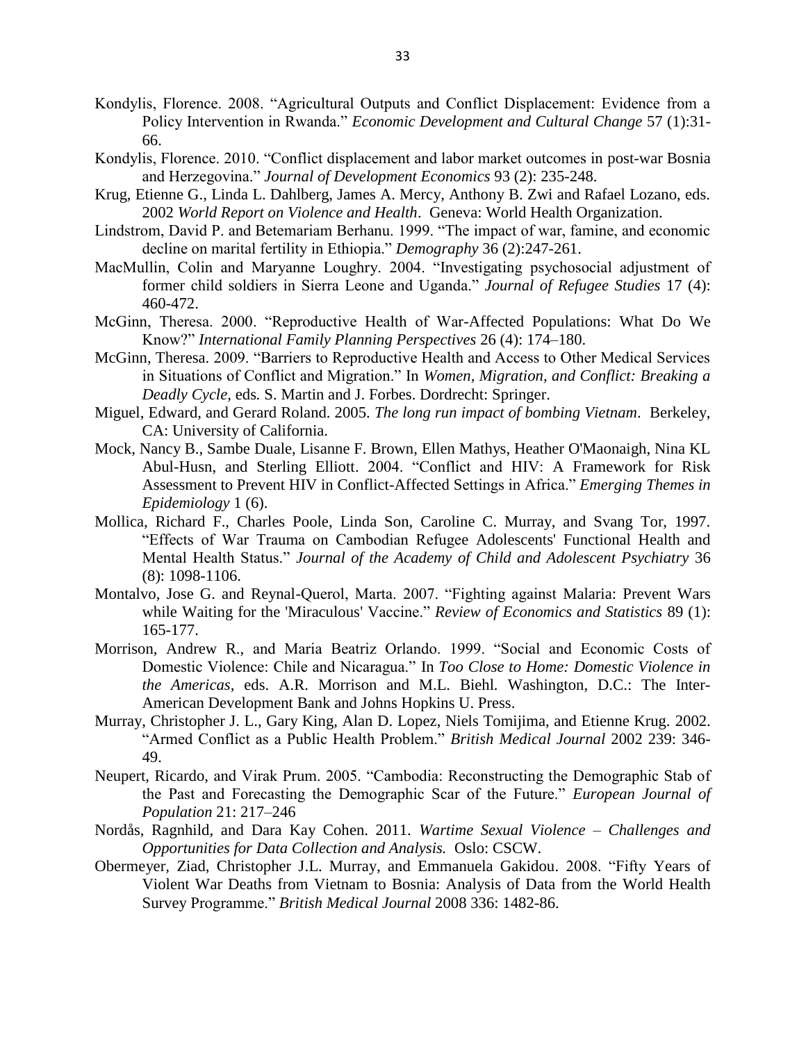Kondylis, Florence. 2008. "Agricultural Outputs and Conflict Displacement: Evidence from a Policy Intervention in Rwanda." *Economic Development and Cultural Change* 57 (1):31-66.

Kondylis, Florence. 2010. "Conflict displacement and labor market outcomes in post-war Bosnia and Herzegovina." *Journal of Development Economics* 93 (2): 235-248.

Krug, Etienne G., Linda L. Dahlberg, James A. Mercy, Anthony B. Zwi and Rafael Lozano, eds. 2002 *World Report on Violence and Health*. Geneva: World Health Organization.

Lindstrom, David P. and Betemariam Berhanu. 1999. "The impact of war, famine, and economic decline on marital fertility in Ethiopia." *Demography* 36 (2):247-261.

MacMullin, Colin and Maryanne Loughry. 2004. "Investigating psychosocial adjustment of former child soldiers in Sierra Leone and Uganda." *Journal of Refugee Studies* 17 (4): 460-472.

McGinn, Theresa. 2000. "Reproductive Health of War-Affected Populations: What Do We Know?" *International Family Planning Perspectives* 26 (4): 174–180.

McGinn, Theresa. 2009. "Barriers to Reproductive Health and Access to Other Medical Services in Situations of Conflict and Migration." In *Women, Migration, and Conflict: Breaking a Deadly Cycle,* eds. S. Martin and J. Forbes. Dordrecht: Springer.

Miguel, Edward, and Gerard Roland. 2005. *The long run impact of bombing Vietnam*. Berkeley, CA: University of California.

Mock, Nancy B., Sambe Duale, Lisanne F. Brown, Ellen Mathys, Heather O'Maonaigh, Nina KL Abul-Husn, and Sterling Elliott. 2004. "Conflict and HIV: A Framework for Risk Assessment to Prevent HIV in Conflict-Affected Settings in Africa." *Emerging Themes in Epidemiology* 1 (6).

Mollica, Richard F., Charles Poole, Linda Son, Caroline C. Murray, and Svang Tor, 1997. "Effects of War Trauma on Cambodian Refugee Adolescents' Functional Health and Mental Health Status." *Journal of the Academy of Child and Adolescent Psychiatry* 36 (8): 1098-1106.

Montalvo, Jose G. and Reynal-Querol, Marta. 2007. "Fighting against Malaria: Prevent Wars while Waiting for the 'Miraculous' Vaccine." *Review of Economics and Statistics* 89 (1): 165-177.

Morrison, Andrew R., and Maria Beatriz Orlando. 1999. "Social and Economic Costs of Domestic Violence: Chile and Nicaragua." In *Too Close to Home: Domestic Violence in the Americas,* eds. A.R. Morrison and M.L. Biehl. Washington, D.C.: The Inter-American Development Bank and Johns Hopkins U. Press.

Murray, Christopher J. L., Gary King, Alan D. Lopez, Niels Tomijima, and Etienne Krug. 2002. "Armed Conflict as a Public Health Problem." *British Medical Journal* 2002 239: 346-49.

Neupert, Ricardo, and Virak Prum. 2005. "Cambodia: Reconstructing the Demographic Stab of the Past and Forecasting the Demographic Scar of the Future." *European Journal of Population* 21: 217–246

Nordås, Ragnhild, and Dara Kay Cohen. 2011. *Wartime Sexual Violence – Challenges and Opportunities for Data Collection and Analysis.* Oslo: CSCW.

Obermeyer, Ziad, Christopher J.L. Murray, and Emmanuela Gakidou. 2008. "Fifty Years of Violent War Deaths from Vietnam to Bosnia: Analysis of Data from the World Health Survey Programme." *British Medical Journal* 2008 336: 1482-86.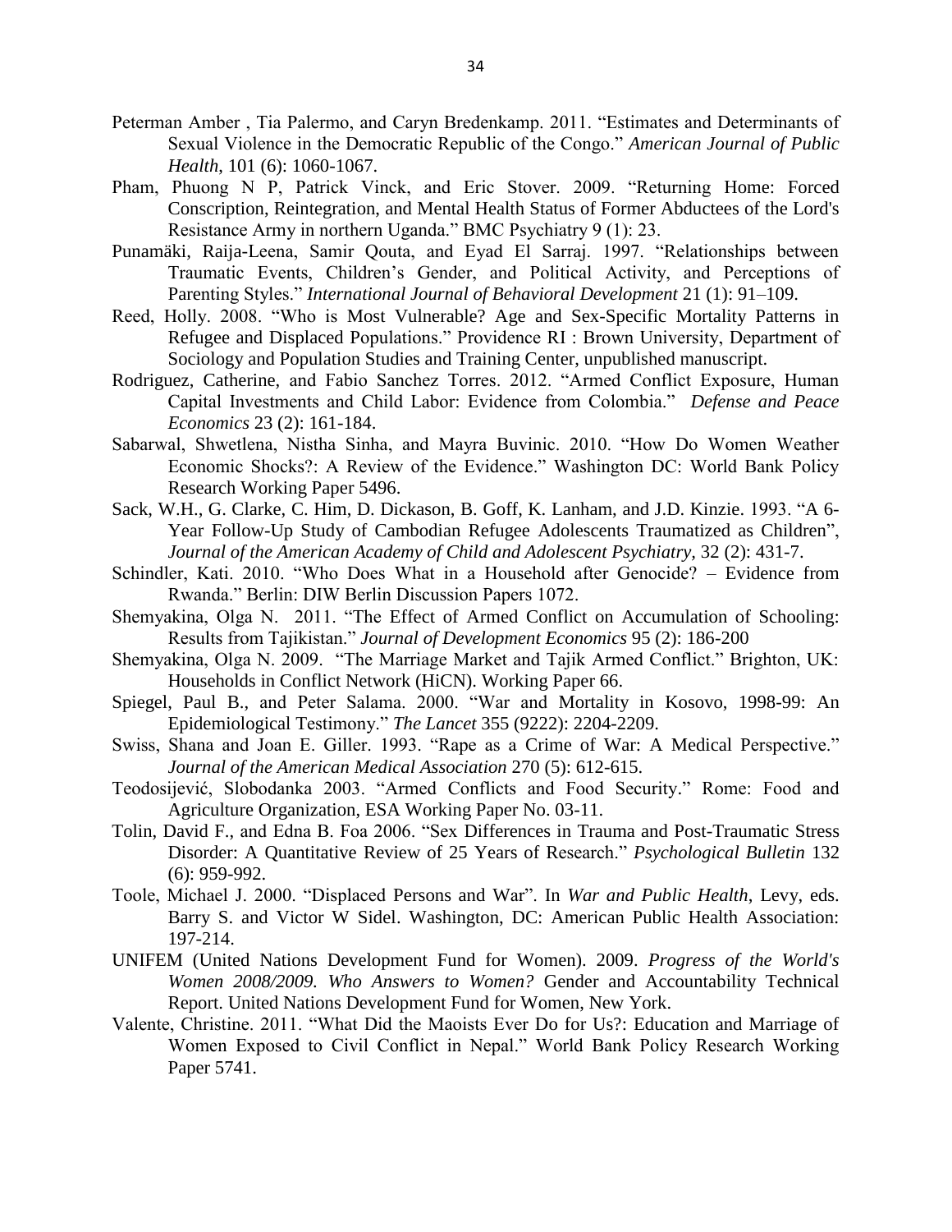Peterman Amber , Tia Palermo, and Caryn Bredenkamp. 2011. "Estimates and Determinants of Sexual Violence in the Democratic Republic of the Congo." *American Journal of Public Health*, 101 (6): 1060-1067.

Pham, Phuong N P, Patrick Vinck, and Eric Stover. 2009. "Returning Home: Forced Conscription, Reintegration, and Mental Health Status of Former Abductees of the Lord's Resistance Army in northern Uganda." BMC Psychiatry 9 (1): 23.

Punamäki, Raija-Leena, Samir Qouta, and Eyad El Sarraj. 1997. "Relationships between Traumatic Events, Children's Gender, and Political Activity, and Perceptions of Parenting Styles." *International Journal of Behavioral Development* 21 (1): 91–109.

Reed, Holly. 2008. "Who is Most Vulnerable? Age and Sex-Specific Mortality Patterns in Refugee and Displaced Populations." Providence RI : Brown University, Department of Sociology and Population Studies and Training Center, unpublished manuscript.

Rodriguez, Catherine, and Fabio Sanchez Torres. 2012. "Armed Conflict Exposure, Human Capital Investments and Child Labor: Evidence from Colombia." *Defense and Peace Economics* 23 (2): 161-184.

Sabarwal, Shwetlena, Nistha Sinha, and Mayra Buvinic. 2010. "How Do Women Weather Economic Shocks?: A Review of the Evidence." Washington DC: World Bank Policy Research Working Paper 5496.

Sack, W.H., G. Clarke, C. Him, D. Dickason, B. Goff, K. Lanham, and J.D. Kinzie. 1993. "A 6-Year Follow-Up Study of Cambodian Refugee Adolescents Traumatized as Children", *Journal of the American Academy of Child and Adolescent Psychiatry,* 32 (2): 431-7.

Schindler, Kati. 2010. "Who Does What in a Household after Genocide? – Evidence from Rwanda." Berlin: DIW Berlin Discussion Papers 1072.

Shemyakina, Olga N. 2011. "The Effect of Armed Conflict on Accumulation of Schooling: Results from Tajikistan." *Journal of Development Economics* 95 (2): 186-200

Shemyakina, Olga N. 2009. "The Marriage Market and Tajik Armed Conflict." Brighton, UK: Households in Conflict Network (HiCN). Working Paper 66.

Spiegel, Paul B., and Peter Salama. 2000. "War and Mortality in Kosovo, 1998-99: An Epidemiological Testimony." *The Lancet* 355 (9222): 2204-2209.

Swiss, Shana and Joan E. Giller. 1993. "Rape as a Crime of War: A Medical Perspective." *Journal of the American Medical Association* 270 (5): 612-615.

Teodosijević, Slobodanka 2003. "Armed Conflicts and Food Security." Rome: Food and Agriculture Organization, ESA Working Paper No. 03-11.

Tolin, David F., and Edna B. Foa 2006. "Sex Differences in Trauma and Post-Traumatic Stress Disorder: A Quantitative Review of 25 Years of Research." *Psychological Bulletin* 132 (6): 959-992.

Toole, Michael J. 2000. "Displaced Persons and War". In *War and Public Health*, Levy, eds. Barry S. and Victor W Sidel. Washington, DC: American Public Health Association: 197-214.

UNIFEM (United Nations Development Fund for Women). 2009. *Progress of the World's Women 2008/2009. Who Answers to Women?* Gender and Accountability Technical Report. United Nations Development Fund for Women, New York.

Valente, Christine. 2011. "What Did the Maoists Ever Do for Us?: Education and Marriage of Women Exposed to Civil Conflict in Nepal." World Bank Policy Research Working Paper 5741.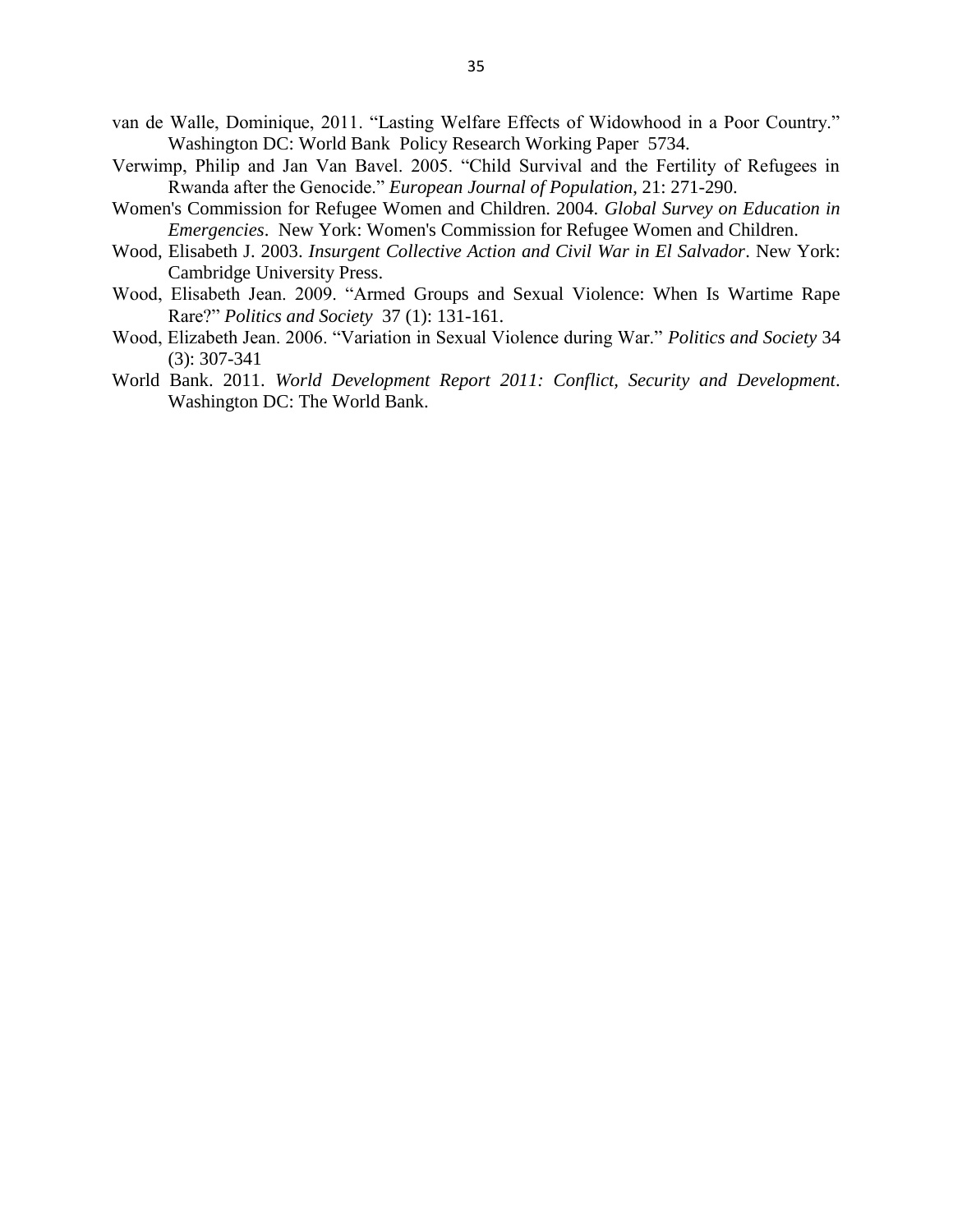van de Walle, Dominique, 2011. "Lasting Welfare Effects of Widowhood in a Poor Country." Washington DC: World Bank Policy Research Working Paper 5734.

Verwimp, Philip and Jan Van Bavel. 2005. "Child Survival and the Fertility of Refugees in Rwanda after the Genocide." *European Journal of Population*, 21: 271-290.

Women's Commission for Refugee Women and Children. 2004. *Global Survey on Education in Emergencies*. New York: Women's Commission for Refugee Women and Children.

Wood, Elisabeth J. 2003. *Insurgent Collective Action and Civil War in El Salvador*. New York: Cambridge University Press.

Wood, Elisabeth Jean. 2009. "Armed Groups and Sexual Violence: When Is Wartime Rape Rare?" *Politics and Society* 37 (1): 131-161.

Wood, Elizabeth Jean. 2006. "Variation in Sexual Violence during War." *Politics and Society* 34 (3): 307-341

World Bank. 2011. *World Development Report 2011: Conflict, Security and Development*. Washington DC: The World Bank.